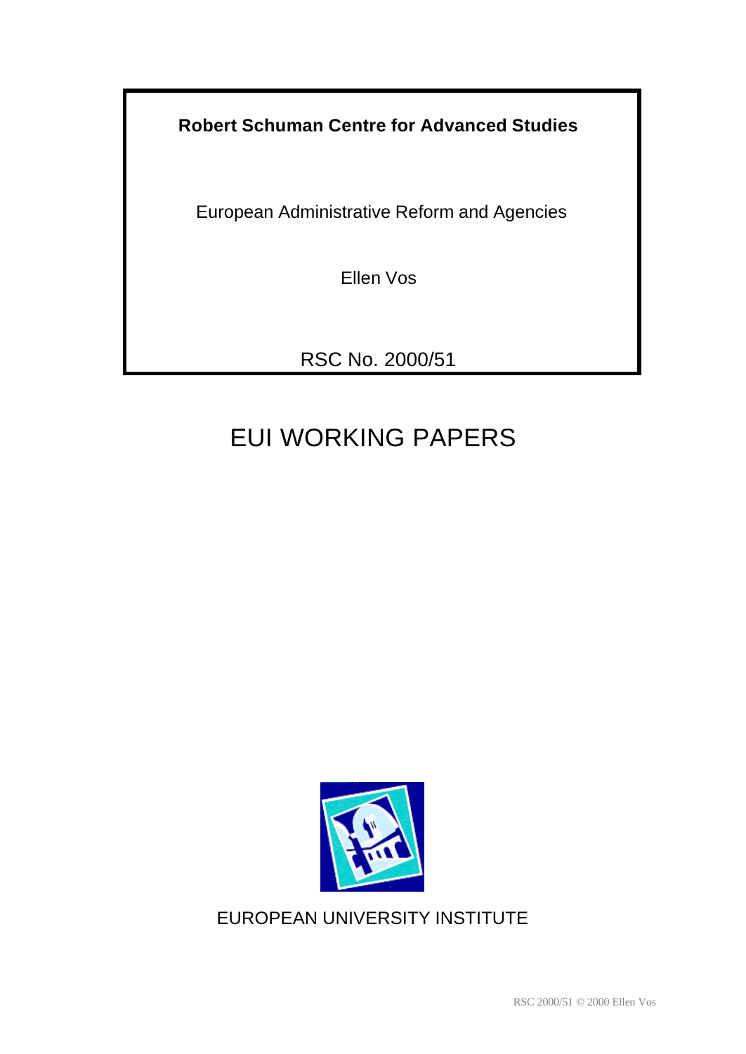**Robert Schuman Centre for Advanced Studies**

European Administrative Reform and Agencies

Ellen Vos

RSC No. 2000/51

# EUI WORKING PAPERS

EUROPEAN UNIVERSITY INSTITUTE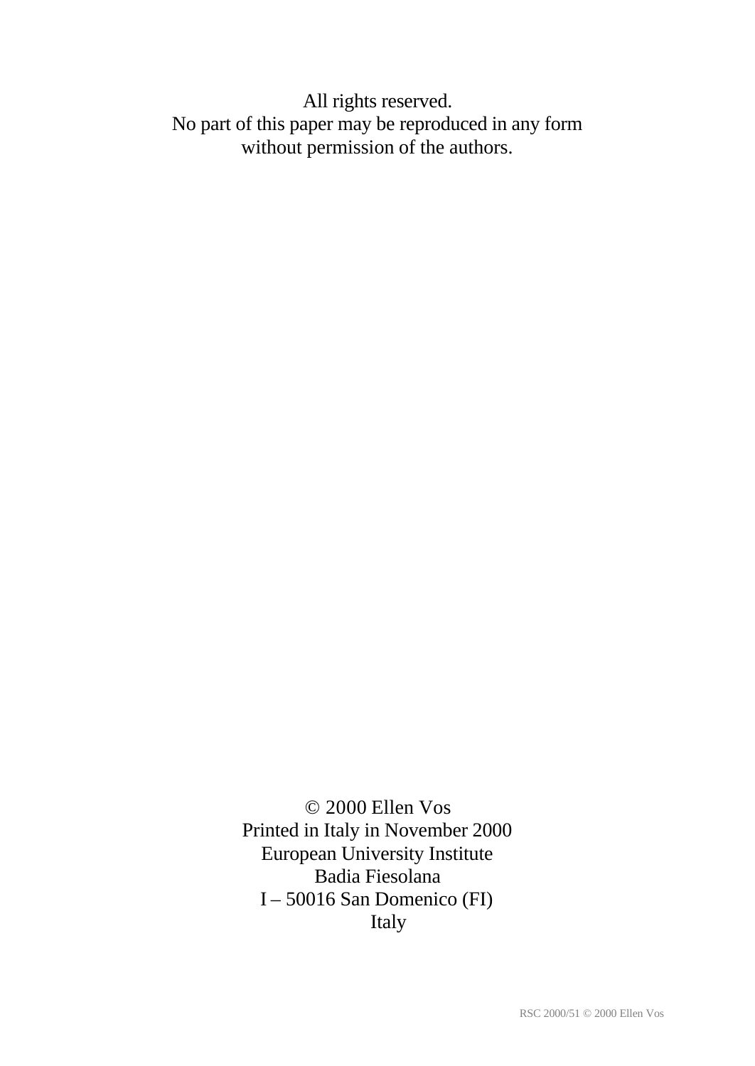All rights reserved.
No part of this paper may be reproduced in any form
without permission of the authors.

© 2000 Ellen Vos
Printed in Italy in November 2000
European University Institute
Badia Fiesolana
I – 50016 San Domenico (FI)
Italy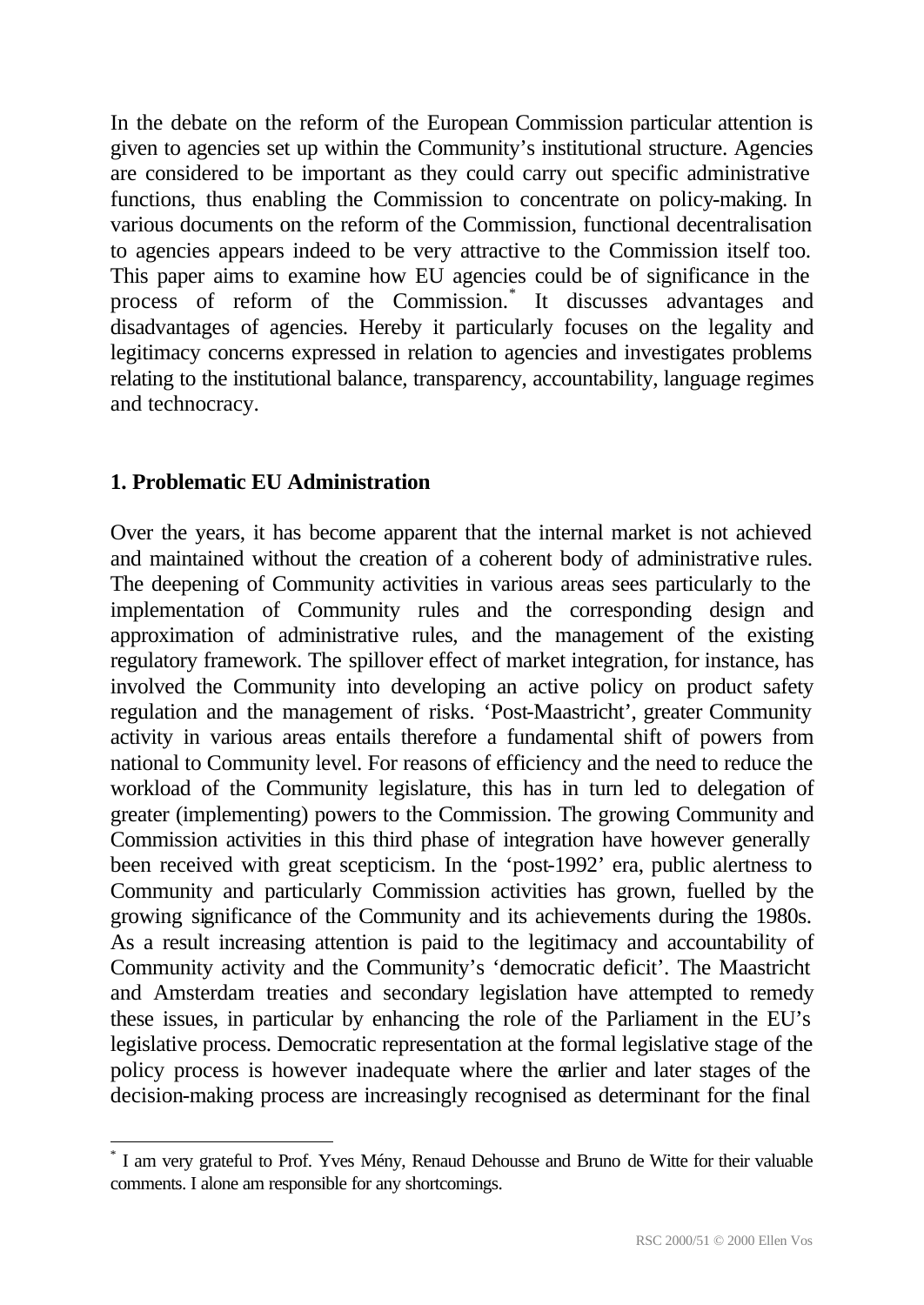In the debate on the reform of the European Commission particular attention is given to agencies set up within the Community's institutional structure. Agencies are considered to be important as they could carry out specific administrative functions, thus enabling the Commission to concentrate on policy-making. In various documents on the reform of the Commission, functional decentralisation to agencies appears indeed to be very attractive to the Commission itself too. This paper aims to examine how EU agencies could be of significance in the process of reform of the Commission.[*] It discusses advantages and disadvantages of agencies. Hereby it particularly focuses on the legality and legitimacy concerns expressed in relation to agencies and investigates problems relating to the institutional balance, transparency, accountability, language regimes and technocracy.

## 1. Problematic EU Administration

Over the years, it has become apparent that the internal market is not achieved and maintained without the creation of a coherent body of administrative rules. The deepening of Community activities in various areas sees particularly to the implementation of Community rules and the corresponding design and approximation of administrative rules, and the management of the existing regulatory framework. The spillover effect of market integration, for instance, has involved the Community into developing an active policy on product safety regulation and the management of risks. 'Post-Maastricht', greater Community activity in various areas entails therefore a fundamental shift of powers from national to Community level. For reasons of efficiency and the need to reduce the workload of the Community legislature, this has in turn led to delegation of greater (implementing) powers to the Commission. The growing Community and Commission activities in this third phase of integration have however generally been received with great scepticism. In the 'post-1992' era, public alertness to Community and particularly Commission activities has grown, fuelled by the growing significance of the Community and its achievements during the 1980s. As a result increasing attention is paid to the legitimacy and accountability of Community activity and the Community's 'democratic deficit'. The Maastricht and Amsterdam treaties and secondary legislation have attempted to remedy these issues, in particular by enhancing the role of the Parliament in the EU's legislative process. Democratic representation at the formal legislative stage of the policy process is however inadequate where the earlier and later stages of the decision-making process are increasingly recognised as determinant for the final

[*] I am very grateful to Prof. Yves Mény, Renaud Dehousse and Bruno de Witte for their valuable comments. I alone am responsible for any shortcomings.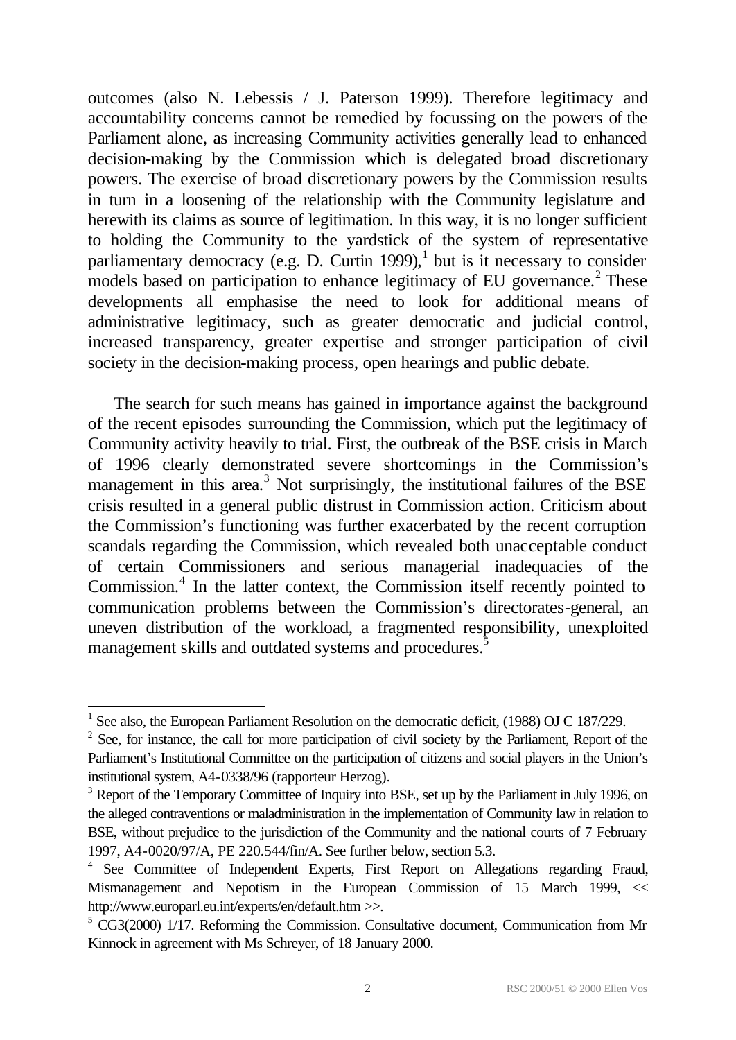outcomes (also N. Lebessis / J. Paterson 1999). Therefore legitimacy and accountability concerns cannot be remedied by focussing on the powers of the Parliament alone, as increasing Community activities generally lead to enhanced decision-making by the Commission which is delegated broad discretionary powers. The exercise of broad discretionary powers by the Commission results in turn in a loosening of the relationship with the Community legislature and herewith its claims as source of legitimation. In this way, it is no longer sufficient to holding the Community to the yardstick of the system of representative parliamentary democracy (e.g. D. Curtin 1999),[1] but is it necessary to consider models based on participation to enhance legitimacy of EU governance.[2] These developments all emphasise the need to look for additional means of administrative legitimacy, such as greater democratic and judicial control, increased transparency, greater expertise and stronger participation of civil society in the decision-making process, open hearings and public debate.

The search for such means has gained in importance against the background of the recent episodes surrounding the Commission, which put the legitimacy of Community activity heavily to trial. First, the outbreak of the BSE crisis in March of 1996 clearly demonstrated severe shortcomings in the Commission's management in this area.[3] Not surprisingly, the institutional failures of the BSE crisis resulted in a general public distrust in Commission action. Criticism about the Commission's functioning was further exacerbated by the recent corruption scandals regarding the Commission, which revealed both unacceptable conduct of certain Commissioners and serious managerial inadequacies of the Commission.[4] In the latter context, the Commission itself recently pointed to communication problems between the Commission's directorates-general, an uneven distribution of the workload, a fragmented responsibility, unexploited management skills and outdated systems and procedures.[5]

---

[1] See also, the European Parliament Resolution on the democratic deficit, (1988) OJ C 187/229.

[2] See, for instance, the call for more participation of civil society by the Parliament, Report of the Parliament's Institutional Committee on the participation of citizens and social players in the Union's institutional system, A4-0338/96 (rapporteur Herzog).

[3] Report of the Temporary Committee of Inquiry into BSE, set up by the Parliament in July 1996, on the alleged contraventions or maladministration in the implementation of Community law in relation to BSE, without prejudice to the jurisdiction of the Community and the national courts of 7 February 1997, A4-0020/97/A, PE 220.544/fin/A. See further below, section 5.3.

[4] See Committee of Independent Experts, First Report on Allegations regarding Fraud, Mismanagement and Nepotism in the European Commission of 15 March 1999, << http://www.europarl.eu.int/experts/en/default.htm >>.

[5] CG3(2000) 1/17. Reforming the Commission. Consultative document, Communication from Mr Kinnock in agreement with Ms Schreyer, of 18 January 2000.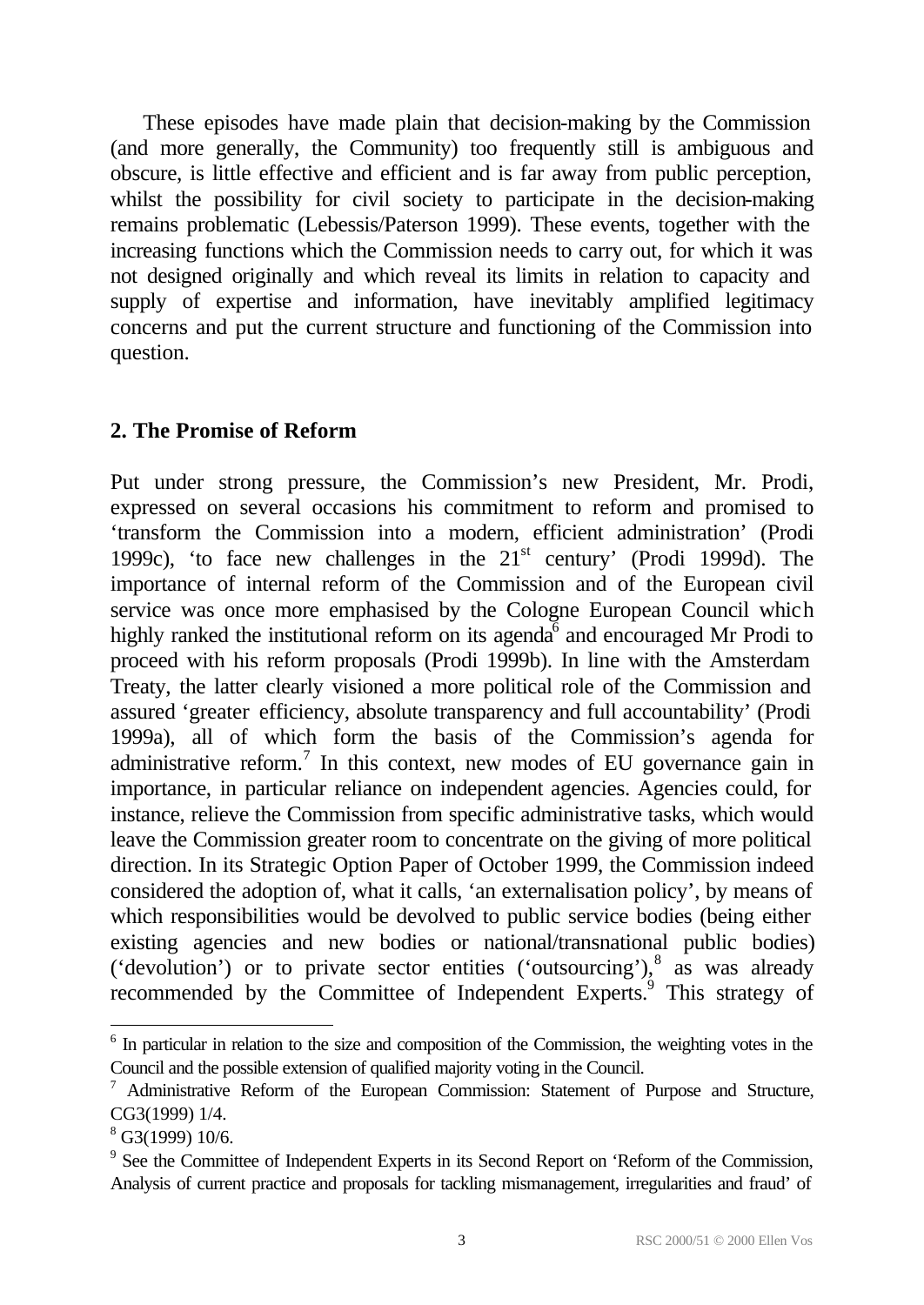These episodes have made plain that decision-making by the Commission (and more generally, the Community) too frequently still is ambiguous and obscure, is little effective and efficient and is far away from public perception, whilst the possibility for civil society to participate in the decision-making remains problematic (Lebessis/Paterson 1999). These events, together with the increasing functions which the Commission needs to carry out, for which it was not designed originally and which reveal its limits in relation to capacity and supply of expertise and information, have inevitably amplified legitimacy concerns and put the current structure and functioning of the Commission into question.

## 2. The Promise of Reform

Put under strong pressure, the Commission's new President, Mr. Prodi, expressed on several occasions his commitment to reform and promised to 'transform the Commission into a modern, efficient administration' (Prodi 1999c), 'to face new challenges in the 21st century' (Prodi 1999d). The importance of internal reform of the Commission and of the European civil service was once more emphasised by the Cologne European Council which highly ranked the institutional reform on its agenda[6] and encouraged Mr Prodi to proceed with his reform proposals (Prodi 1999b). In line with the Amsterdam Treaty, the latter clearly visioned a more political role of the Commission and assured 'greater efficiency, absolute transparency and full accountability' (Prodi 1999a), all of which form the basis of the Commission's agenda for administrative reform.[7] In this context, new modes of EU governance gain in importance, in particular reliance on independent agencies. Agencies could, for instance, relieve the Commission from specific administrative tasks, which would leave the Commission greater room to concentrate on the giving of more political direction. In its Strategic Option Paper of October 1999, the Commission indeed considered the adoption of, what it calls, 'an externalisation policy', by means of which responsibilities would be devolved to public service bodies (being either existing agencies and new bodies or national/transnational public bodies) ('devolution') or to private sector entities ('outsourcing'),[8] as was already recommended by the Committee of Independent Experts.[9] This strategy of

---

[6] In particular in relation to the size and composition of the Commission, the weighting votes in the Council and the possible extension of qualified majority voting in the Council.

[7] Administrative Reform of the European Commission: Statement of Purpose and Structure, CG3(1999) 1/4.

[8] G3(1999) 10/6.

[9] See the Committee of Independent Experts in its Second Report on 'Reform of the Commission, Analysis of current practice and proposals for tackling mismanagement, irregularities and fraud' of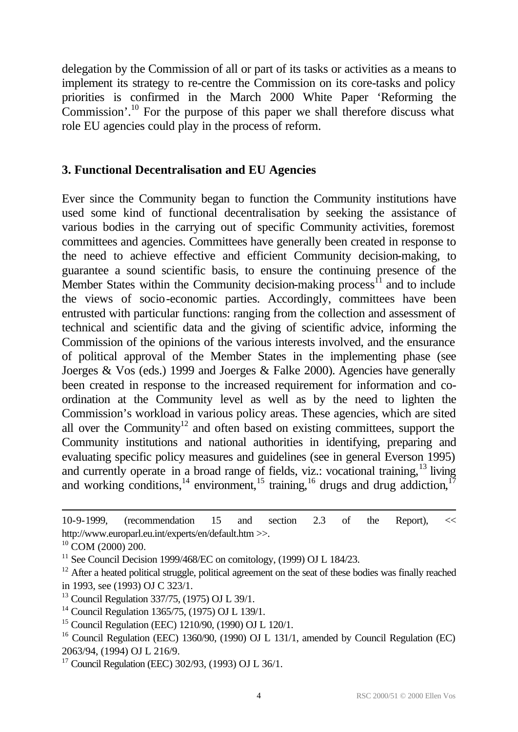delegation by the Commission of all or part of its tasks or activities as a means to implement its strategy to re-centre the Commission on its core-tasks and policy priorities is confirmed in the March 2000 White Paper 'Reforming the Commission'.[10] For the purpose of this paper we shall therefore discuss what role EU agencies could play in the process of reform.

## 3. Functional Decentralisation and EU Agencies

Ever since the Community began to function the Community institutions have used some kind of functional decentralisation by seeking the assistance of various bodies in the carrying out of specific Community activities, foremost committees and agencies. Committees have generally been created in response to the need to achieve effective and efficient Community decision-making, to guarantee a sound scientific basis, to ensure the continuing presence of the Member States within the Community decision-making process[11] and to include the views of socio-economic parties. Accordingly, committees have been entrusted with particular functions: ranging from the collection and assessment of technical and scientific data and the giving of scientific advice, informing the Commission of the opinions of the various interests involved, and the ensurance of political approval of the Member States in the implementing phase (see Joerges & Vos (eds.) 1999 and Joerges & Falke 2000). Agencies have generally been created in response to the increased requirement for information and co-ordination at the Community level as well as by the need to lighten the Commission's workload in various policy areas. These agencies, which are sited all over the Community[12] and often based on existing committees, support the Community institutions and national authorities in identifying, preparing and evaluating specific policy measures and guidelines (see in general Everson 1995) and currently operate in a broad range of fields, viz.: vocational training,[13] living and working conditions,[14] environment,[15] training,[16] drugs and drug addiction,[17]

---

10-9-1999, (recommendation 15 and section 2.3 of the Report), << http://www.europarl.eu.int/experts/en/default.htm >>.

[10] COM (2000) 200.

[11] See Council Decision 1999/468/EC on comitology, (1999) OJ L 184/23.

[12] After a heated political struggle, political agreement on the seat of these bodies was finally reached in 1993, see (1993) OJ C 323/1.

[13] Council Regulation 337/75, (1975) OJ L 39/1.

[14] Council Regulation 1365/75, (1975) OJ L 139/1.

[15] Council Regulation (EEC) 1210/90, (1990) OJ L 120/1.

[16] Council Regulation (EEC) 1360/90, (1990) OJ L 131/1, amended by Council Regulation (EC) 2063/94, (1994) OJ L 216/9.

[17] Council Regulation (EEC) 302/93, (1993) OJ L 36/1.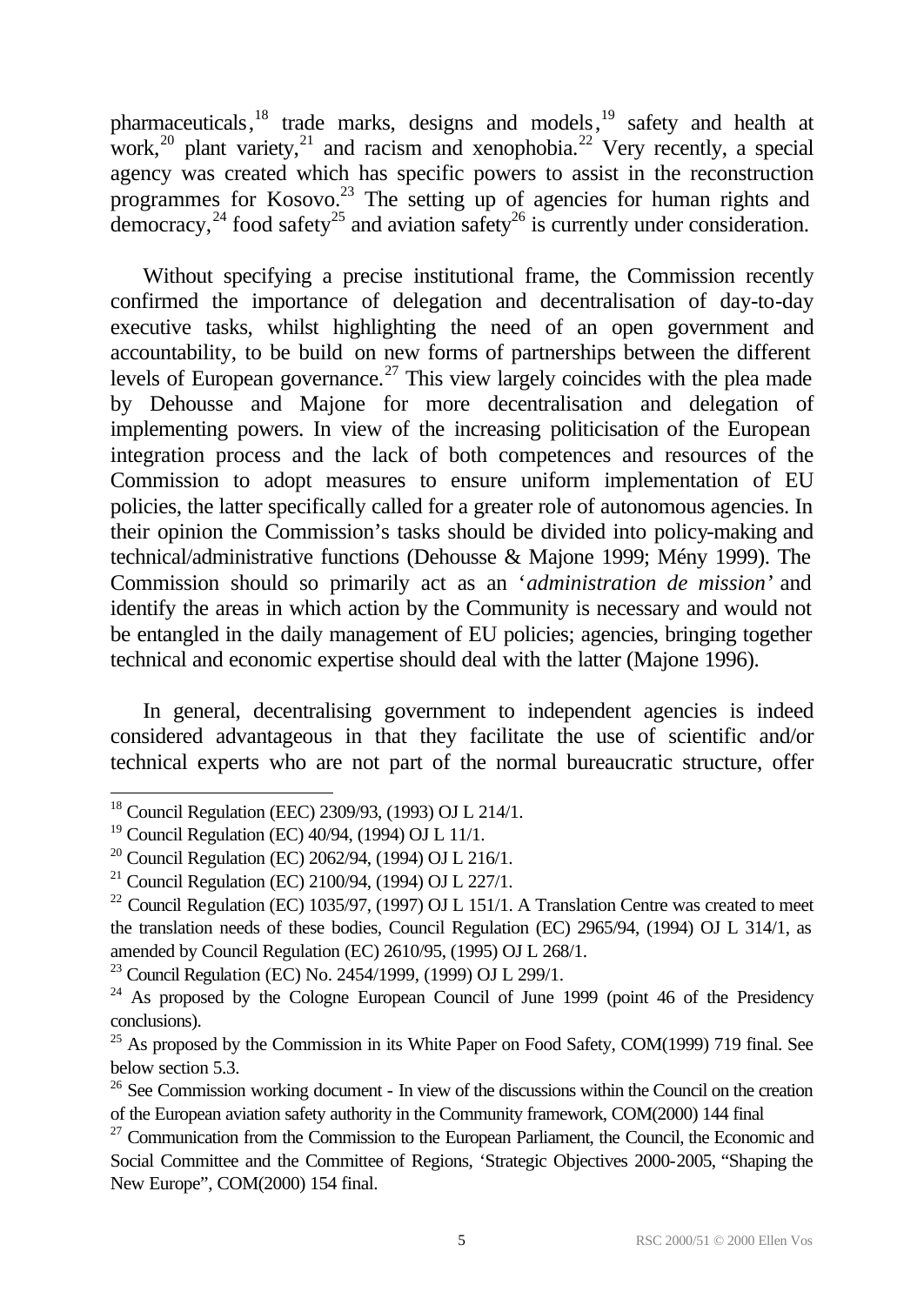pharmaceuticals,[18] trade marks, designs and models,[19] safety and health at work,[20] plant variety,[21] and racism and xenophobia.[22] Very recently, a special agency was created which has specific powers to assist in the reconstruction programmes for Kosovo.[23] The setting up of agencies for human rights and democracy,[24] food safety[25] and aviation safety[26] is currently under consideration.

Without specifying a precise institutional frame, the Commission recently confirmed the importance of delegation and decentralisation of day-to-day executive tasks, whilst highlighting the need of an open government and accountability, to be build on new forms of partnerships between the different levels of European governance.[27] This view largely coincides with the plea made by Dehousse and Majone for more decentralisation and delegation of implementing powers. In view of the increasing politicisation of the European integration process and the lack of both competences and resources of the Commission to adopt measures to ensure uniform implementation of EU policies, the latter specifically called for a greater role of autonomous agencies. In their opinion the Commission's tasks should be divided into policy-making and technical/administrative functions (Dehousse & Majone 1999; Mény 1999). The Commission should so primarily act as an '*administration de mission'* and identify the areas in which action by the Community is necessary and would not be entangled in the daily management of EU policies; agencies, bringing together technical and economic expertise should deal with the latter (Majone 1996).

In general, decentralising government to independent agencies is indeed considered advantageous in that they facilitate the use of scientific and/or technical experts who are not part of the normal bureaucratic structure, offer

---

[18] Council Regulation (EEC) 2309/93, (1993) OJ L 214/1.

[19] Council Regulation (EC) 40/94, (1994) OJ L 11/1.

[20] Council Regulation (EC) 2062/94, (1994) OJ L 216/1.

[21] Council Regulation (EC) 2100/94, (1994) OJ L 227/1.

[22] Council Regulation (EC) 1035/97, (1997) OJ L 151/1. A Translation Centre was created to meet the translation needs of these bodies, Council Regulation (EC) 2965/94, (1994) OJ L 314/1, as amended by Council Regulation (EC) 2610/95, (1995) OJ L 268/1.

[23] Council Regulation (EC) No. 2454/1999, (1999) OJ L 299/1.

[24] As proposed by the Cologne European Council of June 1999 (point 46 of the Presidency conclusions).

[25] As proposed by the Commission in its White Paper on Food Safety, COM(1999) 719 final. See below section 5.3.

[26] See Commission working document - In view of the discussions within the Council on the creation of the European aviation safety authority in the Community framework, COM(2000) 144 final

[27] Communication from the Commission to the European Parliament, the Council, the Economic and Social Committee and the Committee of Regions, 'Strategic Objectives 2000-2005, "Shaping the New Europe", COM(2000) 154 final.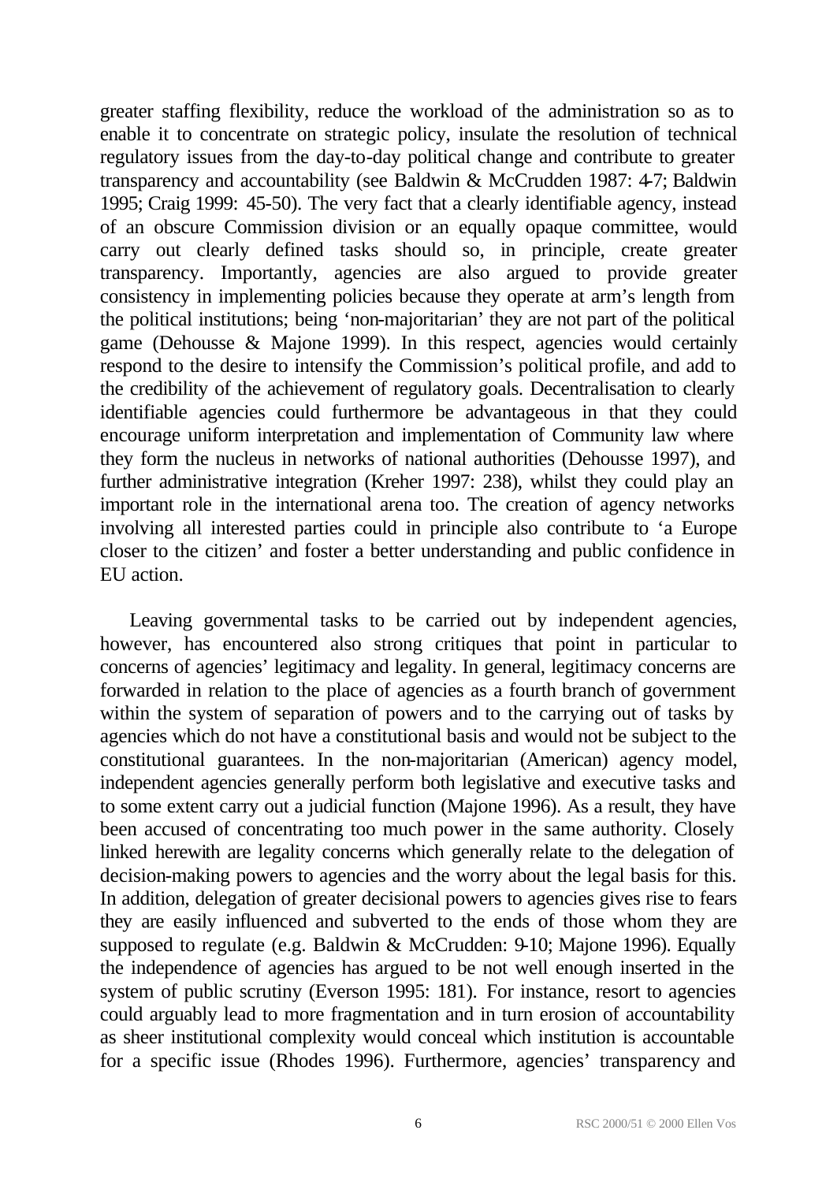greater staffing flexibility, reduce the workload of the administration so as to enable it to concentrate on strategic policy, insulate the resolution of technical regulatory issues from the day-to-day political change and contribute to greater transparency and accountability (see Baldwin & McCrudden 1987: 4-7; Baldwin 1995; Craig 1999: 45-50). The very fact that a clearly identifiable agency, instead of an obscure Commission division or an equally opaque committee, would carry out clearly defined tasks should so, in principle, create greater transparency. Importantly, agencies are also argued to provide greater consistency in implementing policies because they operate at arm's length from the political institutions; being 'non-majoritarian' they are not part of the political game (Dehousse & Majone 1999). In this respect, agencies would certainly respond to the desire to intensify the Commission's political profile, and add to the credibility of the achievement of regulatory goals. Decentralisation to clearly identifiable agencies could furthermore be advantageous in that they could encourage uniform interpretation and implementation of Community law where they form the nucleus in networks of national authorities (Dehousse 1997), and further administrative integration (Kreher 1997: 238), whilst they could play an important role in the international arena too. The creation of agency networks involving all interested parties could in principle also contribute to 'a Europe closer to the citizen' and foster a better understanding and public confidence in EU action.

Leaving governmental tasks to be carried out by independent agencies, however, has encountered also strong critiques that point in particular to concerns of agencies' legitimacy and legality. In general, legitimacy concerns are forwarded in relation to the place of agencies as a fourth branch of government within the system of separation of powers and to the carrying out of tasks by agencies which do not have a constitutional basis and would not be subject to the constitutional guarantees. In the non-majoritarian (American) agency model, independent agencies generally perform both legislative and executive tasks and to some extent carry out a judicial function (Majone 1996). As a result, they have been accused of concentrating too much power in the same authority. Closely linked herewith are legality concerns which generally relate to the delegation of decision-making powers to agencies and the worry about the legal basis for this. In addition, delegation of greater decisional powers to agencies gives rise to fears they are easily influenced and subverted to the ends of those whom they are supposed to regulate (e.g. Baldwin & McCrudden: 9-10; Majone 1996). Equally the independence of agencies has argued to be not well enough inserted in the system of public scrutiny (Everson 1995: 181). For instance, resort to agencies could arguably lead to more fragmentation and in turn erosion of accountability as sheer institutional complexity would conceal which institution is accountable for a specific issue (Rhodes 1996). Furthermore, agencies' transparency and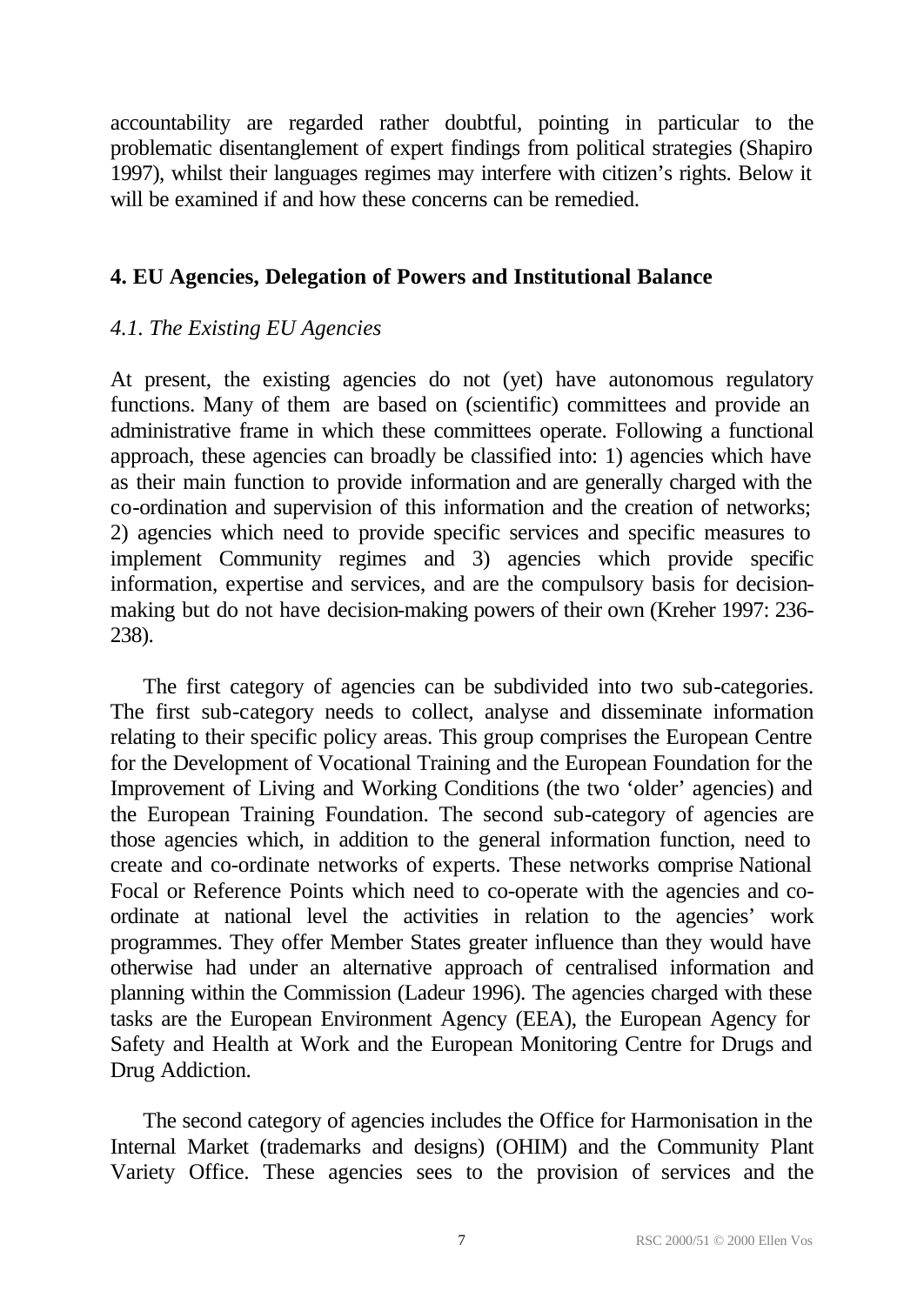accountability are regarded rather doubtful, pointing in particular to the problematic disentanglement of expert findings from political strategies (Shapiro 1997), whilst their languages regimes may interfere with citizen's rights. Below it will be examined if and how these concerns can be remedied.

## 4. EU Agencies, Delegation of Powers and Institutional Balance

### *4.1. The Existing EU Agencies*

At present, the existing agencies do not (yet) have autonomous regulatory functions. Many of them are based on (scientific) committees and provide an administrative frame in which these committees operate. Following a functional approach, these agencies can broadly be classified into: 1) agencies which have as their main function to provide information and are generally charged with the co-ordination and supervision of this information and the creation of networks; 2) agencies which need to provide specific services and specific measures to implement Community regimes and 3) agencies which provide specific information, expertise and services, and are the compulsory basis for decision-making but do not have decision-making powers of their own (Kreher 1997: 236-238).

The first category of agencies can be subdivided into two sub-categories. The first sub-category needs to collect, analyse and disseminate information relating to their specific policy areas. This group comprises the European Centre for the Development of Vocational Training and the European Foundation for the Improvement of Living and Working Conditions (the two 'older' agencies) and the European Training Foundation. The second sub-category of agencies are those agencies which, in addition to the general information function, need to create and co-ordinate networks of experts. These networks comprise National Focal or Reference Points which need to co-operate with the agencies and co-ordinate at national level the activities in relation to the agencies' work programmes. They offer Member States greater influence than they would have otherwise had under an alternative approach of centralised information and planning within the Commission (Ladeur 1996). The agencies charged with these tasks are the European Environment Agency (EEA), the European Agency for Safety and Health at Work and the European Monitoring Centre for Drugs and Drug Addiction.

The second category of agencies includes the Office for Harmonisation in the Internal Market (trademarks and designs) (OHIM) and the Community Plant Variety Office. These agencies sees to the provision of services and the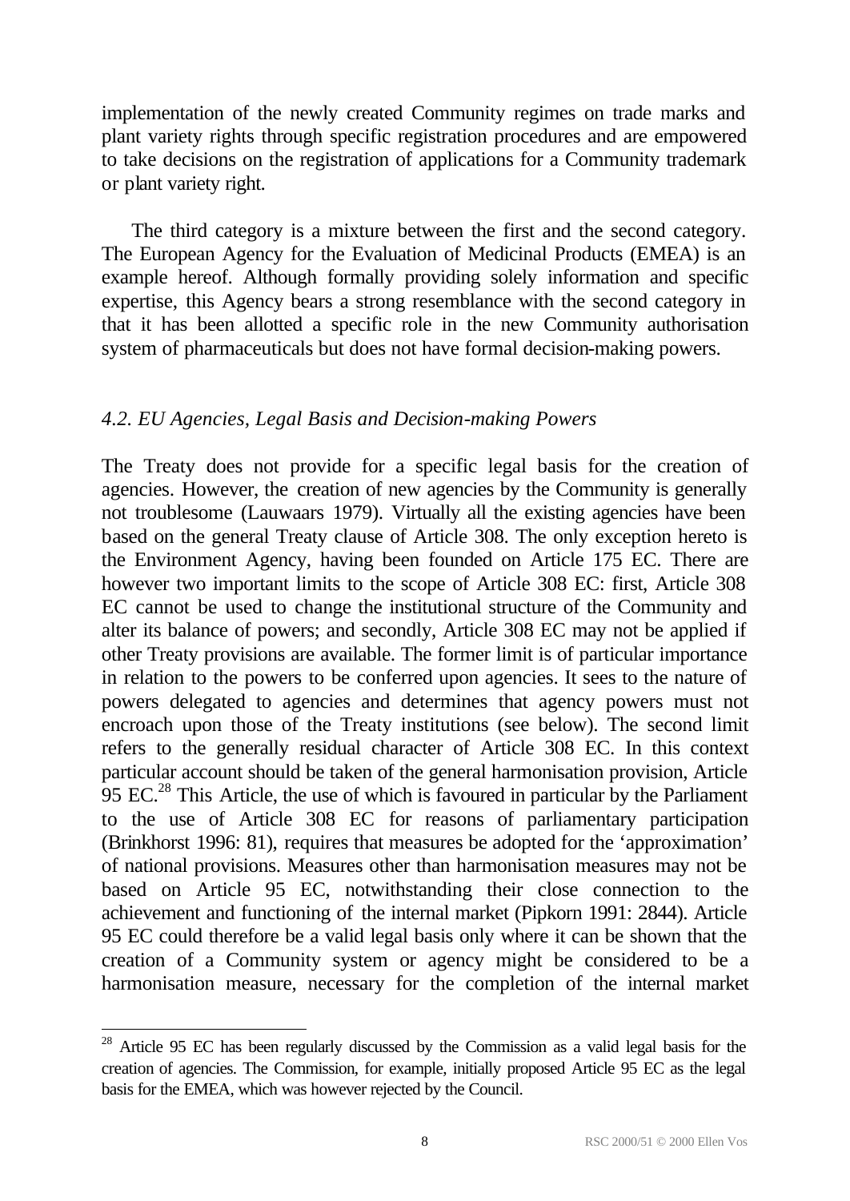implementation of the newly created Community regimes on trade marks and plant variety rights through specific registration procedures and are empowered to take decisions on the registration of applications for a Community trademark or plant variety right.

The third category is a mixture between the first and the second category. The European Agency for the Evaluation of Medicinal Products (EMEA) is an example hereof. Although formally providing solely information and specific expertise, this Agency bears a strong resemblance with the second category in that it has been allotted a specific role in the new Community authorisation system of pharmaceuticals but does not have formal decision-making powers.

### *4.2. EU Agencies, Legal Basis and Decision-making Powers*

The Treaty does not provide for a specific legal basis for the creation of agencies. However, the creation of new agencies by the Community is generally not troublesome (Lauwaars 1979). Virtually all the existing agencies have been based on the general Treaty clause of Article 308. The only exception hereto is the Environment Agency, having been founded on Article 175 EC. There are however two important limits to the scope of Article 308 EC: first, Article 308 EC cannot be used to change the institutional structure of the Community and alter its balance of powers; and secondly, Article 308 EC may not be applied if other Treaty provisions are available. The former limit is of particular importance in relation to the powers to be conferred upon agencies. It sees to the nature of powers delegated to agencies and determines that agency powers must not encroach upon those of the Treaty institutions (see below). The second limit refers to the generally residual character of Article 308 EC. In this context particular account should be taken of the general harmonisation provision, Article 95 EC.[28] This Article, the use of which is favoured in particular by the Parliament to the use of Article 308 EC for reasons of parliamentary participation (Brinkhorst 1996: 81), requires that measures be adopted for the 'approximation' of national provisions. Measures other than harmonisation measures may not be based on Article 95 EC, notwithstanding their close connection to the achievement and functioning of the internal market (Pipkorn 1991: 2844). Article 95 EC could therefore be a valid legal basis only where it can be shown that the creation of a Community system or agency might be considered to be a harmonisation measure, necessary for the completion of the internal market

[28] Article 95 EC has been regularly discussed by the Commission as a valid legal basis for the creation of agencies. The Commission, for example, initially proposed Article 95 EC as the legal basis for the EMEA, which was however rejected by the Council.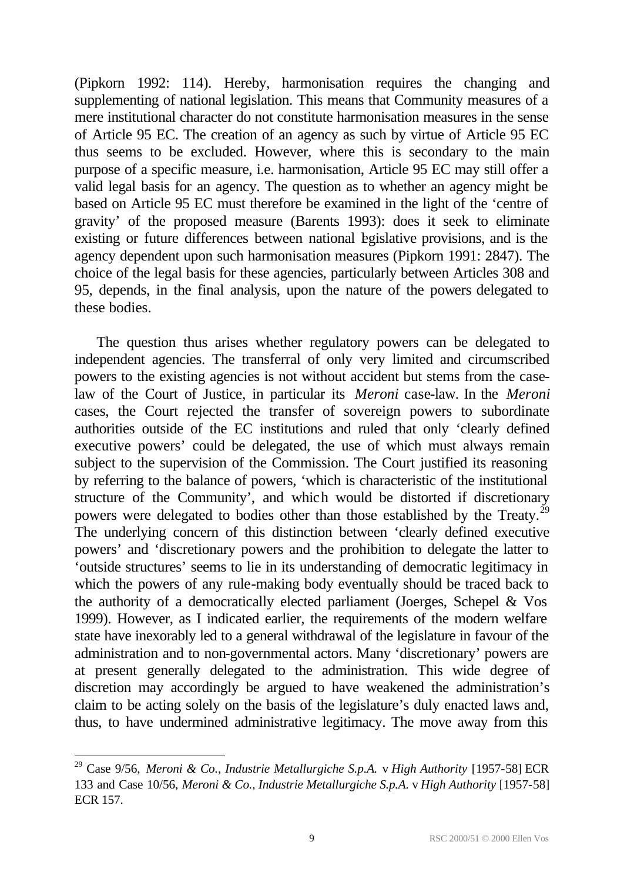(Pipkorn 1992: 114). Hereby, harmonisation requires the changing and supplementing of national legislation. This means that Community measures of a mere institutional character do not constitute harmonisation measures in the sense of Article 95 EC. The creation of an agency as such by virtue of Article 95 EC thus seems to be excluded. However, where this is secondary to the main purpose of a specific measure, i.e. harmonisation, Article 95 EC may still offer a valid legal basis for an agency. The question as to whether an agency might be based on Article 95 EC must therefore be examined in the light of the 'centre of gravity' of the proposed measure (Barents 1993): does it seek to eliminate existing or future differences between national legislative provisions, and is the agency dependent upon such harmonisation measures (Pipkorn 1991: 2847). The choice of the legal basis for these agencies, particularly between Articles 308 and 95, depends, in the final analysis, upon the nature of the powers delegated to these bodies.

The question thus arises whether regulatory powers can be delegated to independent agencies. The transferral of only very limited and circumscribed powers to the existing agencies is not without accident but stems from the case-law of the Court of Justice, in particular its *Meroni* case-law. In the *Meroni* cases, the Court rejected the transfer of sovereign powers to subordinate authorities outside of the EC institutions and ruled that only 'clearly defined executive powers' could be delegated, the use of which must always remain subject to the supervision of the Commission. The Court justified its reasoning by referring to the balance of powers, 'which is characteristic of the institutional structure of the Community', and which would be distorted if discretionary powers were delegated to bodies other than those established by the Treaty.[29] The underlying concern of this distinction between 'clearly defined executive powers' and 'discretionary powers and the prohibition to delegate the latter to 'outside structures' seems to lie in its understanding of democratic legitimacy in which the powers of any rule-making body eventually should be traced back to the authority of a democratically elected parliament (Joerges, Schepel & Vos 1999). However, as I indicated earlier, the requirements of the modern welfare state have inexorably led to a general withdrawal of the legislature in favour of the administration and to non-governmental actors. Many 'discretionary' powers are at present generally delegated to the administration. This wide degree of discretion may accordingly be argued to have weakened the administration's claim to be acting solely on the basis of the legislature's duly enacted laws and, thus, to have undermined administrative legitimacy. The move away from this

---

[29] Case 9/56, *Meroni & Co., Industrie Metallurgiche S.p.A.* v *High Authority* [1957-58] ECR 133 and Case 10/56, *Meroni & Co., Industrie Metallurgiche S.p.A.* v *High Authority* [1957-58] ECR 157.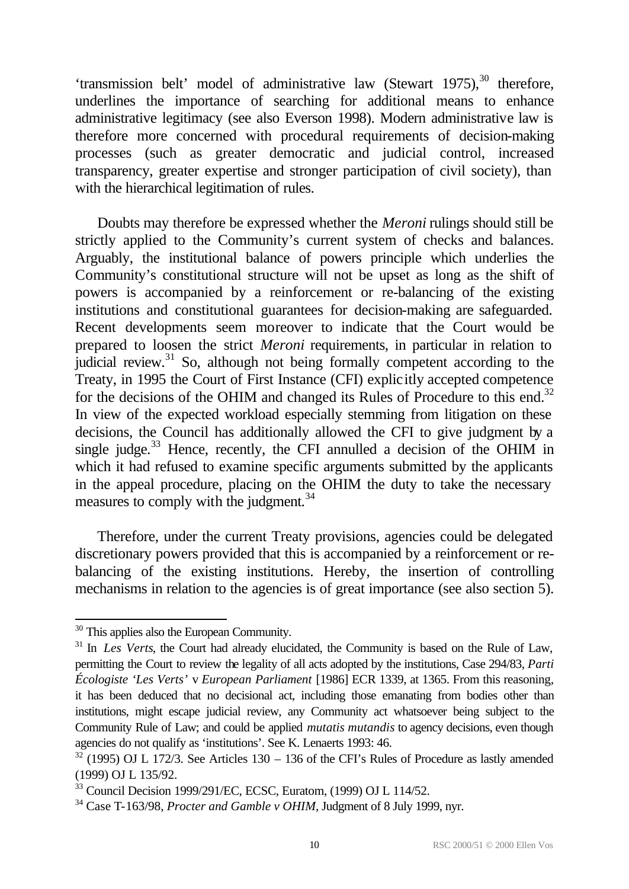'transmission belt' model of administrative law (Stewart 1975),[30] therefore, underlines the importance of searching for additional means to enhance administrative legitimacy (see also Everson 1998). Modern administrative law is therefore more concerned with procedural requirements of decision-making processes (such as greater democratic and judicial control, increased transparency, greater expertise and stronger participation of civil society), than with the hierarchical legitimation of rules.

Doubts may therefore be expressed whether the *Meroni* rulings should still be strictly applied to the Community's current system of checks and balances. Arguably, the institutional balance of powers principle which underlies the Community's constitutional structure will not be upset as long as the shift of powers is accompanied by a reinforcement or re-balancing of the existing institutions and constitutional guarantees for decision-making are safeguarded. Recent developments seem moreover to indicate that the Court would be prepared to loosen the strict *Meroni* requirements, in particular in relation to judicial review.[31] So, although not being formally competent according to the Treaty, in 1995 the Court of First Instance (CFI) explicitly accepted competence for the decisions of the OHIM and changed its Rules of Procedure to this end.[32] In view of the expected workload especially stemming from litigation on these decisions, the Council has additionally allowed the CFI to give judgment by a single judge.[33] Hence, recently, the CFI annulled a decision of the OHIM in which it had refused to examine specific arguments submitted by the applicants in the appeal procedure, placing on the OHIM the duty to take the necessary measures to comply with the judgment.[34]

Therefore, under the current Treaty provisions, agencies could be delegated discretionary powers provided that this is accompanied by a reinforcement or re-balancing of the existing institutions. Hereby, the insertion of controlling mechanisms in relation to the agencies is of great importance (see also section 5).

---

[30] This applies also the European Community.

[31] In *Les Verts*, the Court had already elucidated, the Community is based on the Rule of Law, permitting the Court to review the legality of all acts adopted by the institutions, Case 294/83, *Parti Écologiste 'Les Verts'* v *European Parliament* [1986] ECR 1339, at 1365. From this reasoning, it has been deduced that no decisional act, including those emanating from bodies other than institutions, might escape judicial review, any Community act whatsoever being subject to the Community Rule of Law; and could be applied *mutatis mutandis* to agency decisions, even though agencies do not qualify as 'institutions'. See K. Lenaerts 1993: 46.

[32] (1995) OJ L 172/3. See Articles 130 – 136 of the CFI's Rules of Procedure as lastly amended (1999) OJ L 135/92.

[33] Council Decision 1999/291/EC, ECSC, Euratom, (1999) OJ L 114/52.

[34] Case T-163/98, *Procter and Gamble v OHIM*, Judgment of 8 July 1999, nyr.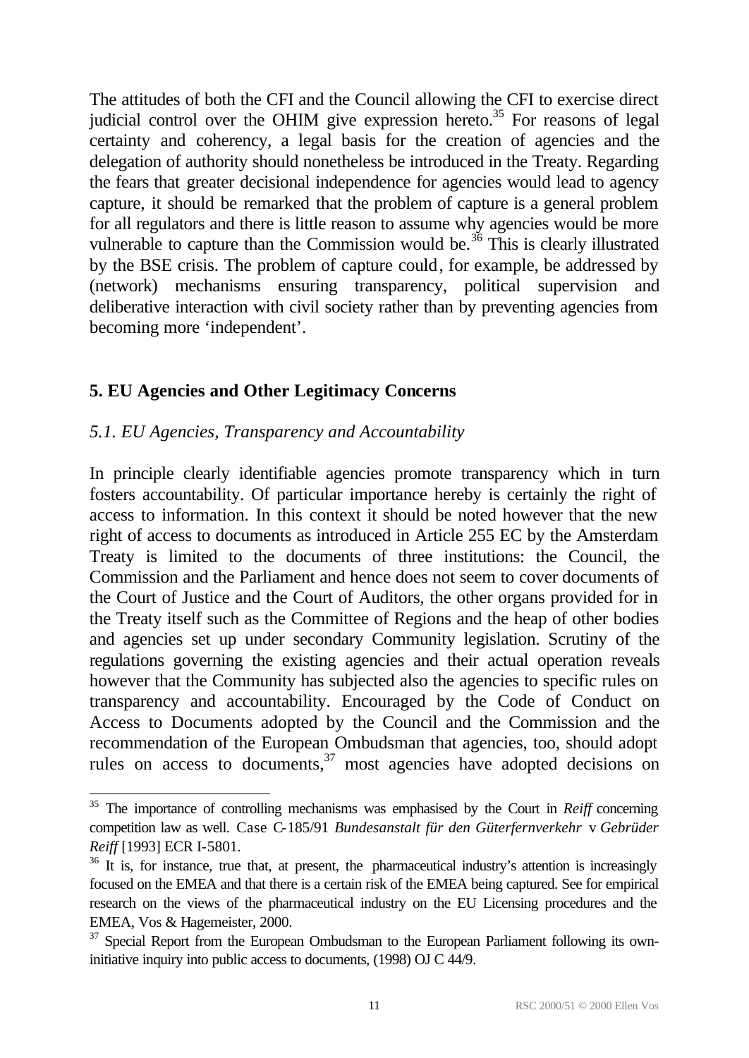The attitudes of both the CFI and the Council allowing the CFI to exercise direct judicial control over the OHIM give expression hereto.[35] For reasons of legal certainty and coherency, a legal basis for the creation of agencies and the delegation of authority should nonetheless be introduced in the Treaty. Regarding the fears that greater decisional independence for agencies would lead to agency capture, it should be remarked that the problem of capture is a general problem for all regulators and there is little reason to assume why agencies would be more vulnerable to capture than the Commission would be.[36] This is clearly illustrated by the BSE crisis. The problem of capture could, for example, be addressed by (network) mechanisms ensuring transparency, political supervision and deliberative interaction with civil society rather than by preventing agencies from becoming more 'independent'.

## 5. EU Agencies and Other Legitimacy Concerns

### *5.1. EU Agencies, Transparency and Accountability*

In principle clearly identifiable agencies promote transparency which in turn fosters accountability. Of particular importance hereby is certainly the right of access to information. In this context it should be noted however that the new right of access to documents as introduced in Article 255 EC by the Amsterdam Treaty is limited to the documents of three institutions: the Council, the Commission and the Parliament and hence does not seem to cover documents of the Court of Justice and the Court of Auditors, the other organs provided for in the Treaty itself such as the Committee of Regions and the heap of other bodies and agencies set up under secondary Community legislation. Scrutiny of the regulations governing the existing agencies and their actual operation reveals however that the Community has subjected also the agencies to specific rules on transparency and accountability. Encouraged by the Code of Conduct on Access to Documents adopted by the Council and the Commission and the recommendation of the European Ombudsman that agencies, too, should adopt rules on access to documents,[37] most agencies have adopted decisions on

---

[35] The importance of controlling mechanisms was emphasised by the Court in *Reiff* concerning competition law as well. Case C-185/91 *Bundesanstalt für den Güterfernverkehr* v *Gebrüder Reiff* [1993] ECR I-5801.

[36] It is, for instance, true that, at present, the pharmaceutical industry's attention is increasingly focused on the EMEA and that there is a certain risk of the EMEA being captured. See for empirical research on the views of the pharmaceutical industry on the EU Licensing procedures and the EMEA, Vos & Hagemeister, 2000.

[37] Special Report from the European Ombudsman to the European Parliament following its own-initiative inquiry into public access to documents, (1998) OJ C 44/9.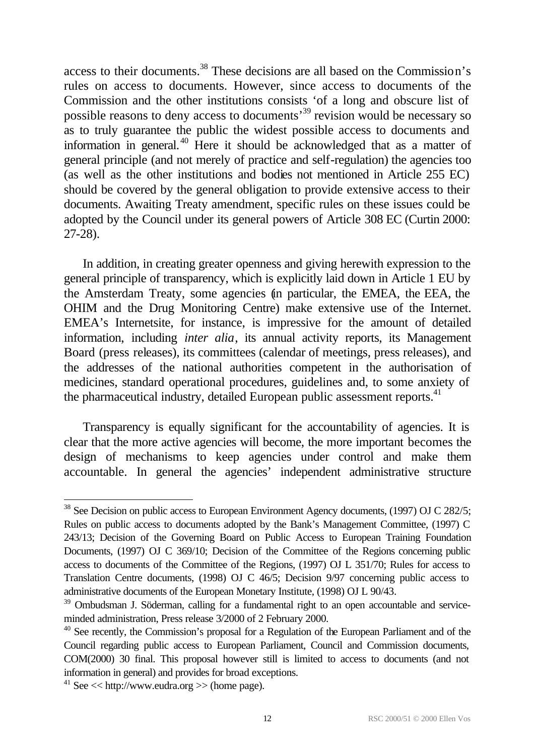access to their documents.[38] These decisions are all based on the Commission's rules on access to documents. However, since access to documents of the Commission and the other institutions consists 'of a long and obscure list of possible reasons to deny access to documents'[39] revision would be necessary so as to truly guarantee the public the widest possible access to documents and information in general.[40] Here it should be acknowledged that as a matter of general principle (and not merely of practice and self-regulation) the agencies too (as well as the other institutions and bodies not mentioned in Article 255 EC) should be covered by the general obligation to provide extensive access to their documents. Awaiting Treaty amendment, specific rules on these issues could be adopted by the Council under its general powers of Article 308 EC (Curtin 2000: 27-28).

In addition, in creating greater openness and giving herewith expression to the general principle of transparency, which is explicitly laid down in Article 1 EU by the Amsterdam Treaty, some agencies (in particular, the EMEA, the EEA, the OHIM and the Drug Monitoring Centre) make extensive use of the Internet. EMEA's Internetsite, for instance, is impressive for the amount of detailed information, including *inter alia*, its annual activity reports, its Management Board (press releases), its committees (calendar of meetings, press releases), and the addresses of the national authorities competent in the authorisation of medicines, standard operational procedures, guidelines and, to some anxiety of the pharmaceutical industry, detailed European public assessment reports.[41]

Transparency is equally significant for the accountability of agencies. It is clear that the more active agencies will become, the more important becomes the design of mechanisms to keep agencies under control and make them accountable. In general the agencies' independent administrative structure

---

[38] See Decision on public access to European Environment Agency documents, (1997) OJ C 282/5; Rules on public access to documents adopted by the Bank's Management Committee, (1997) C 243/13; Decision of the Governing Board on Public Access to European Training Foundation Documents, (1997) OJ C 369/10; Decision of the Committee of the Regions concerning public access to documents of the Committee of the Regions, (1997) OJ L 351/70; Rules for access to Translation Centre documents, (1998) OJ C 46/5; Decision 9/97 concerning public access to administrative documents of the European Monetary Institute, (1998) OJ L 90/43.

[39] Ombudsman J. Söderman, calling for a fundamental right to an open accountable and service-minded administration, Press release 3/2000 of 2 February 2000.

[40] See recently, the Commission's proposal for a Regulation of the European Parliament and of the Council regarding public access to European Parliament, Council and Commission documents, COM(2000) 30 final. This proposal however still is limited to access to documents (and not information in general) and provides for broad exceptions.

[41] See << http://www.eudra.org >> (home page).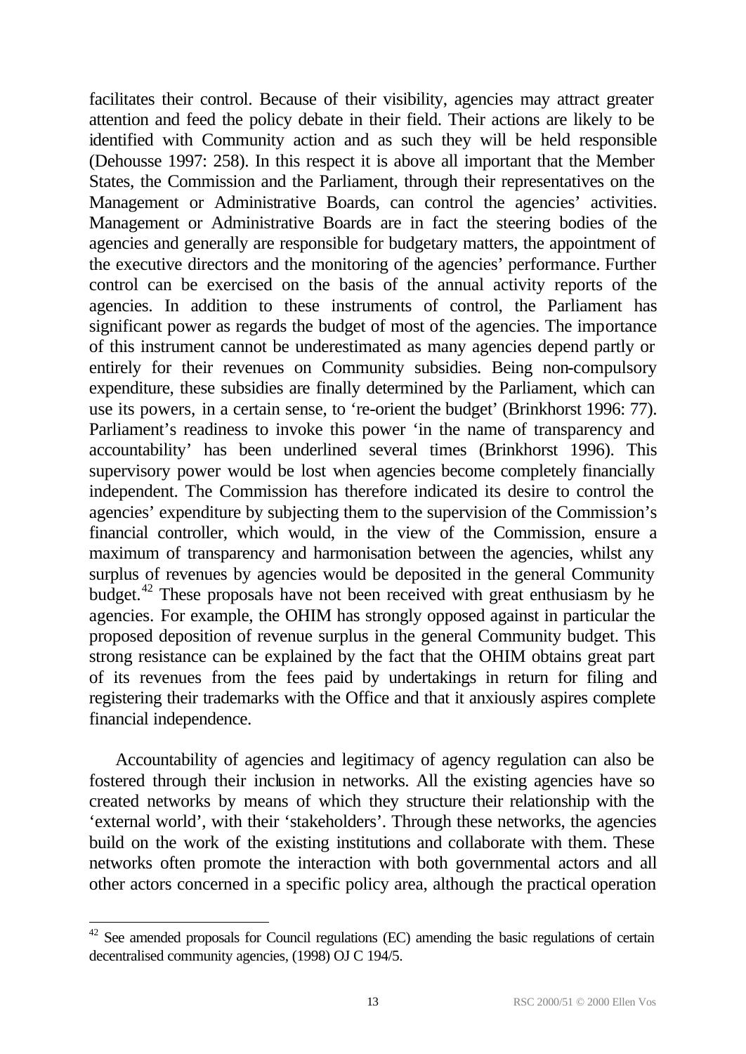facilitates their control. Because of their visibility, agencies may attract greater attention and feed the policy debate in their field. Their actions are likely to be identified with Community action and as such they will be held responsible (Dehousse 1997: 258). In this respect it is above all important that the Member States, the Commission and the Parliament, through their representatives on the Management or Administrative Boards, can control the agencies' activities. Management or Administrative Boards are in fact the steering bodies of the agencies and generally are responsible for budgetary matters, the appointment of the executive directors and the monitoring of the agencies' performance. Further control can be exercised on the basis of the annual activity reports of the agencies. In addition to these instruments of control, the Parliament has significant power as regards the budget of most of the agencies. The importance of this instrument cannot be underestimated as many agencies depend partly or entirely for their revenues on Community subsidies. Being non-compulsory expenditure, these subsidies are finally determined by the Parliament, which can use its powers, in a certain sense, to 're-orient the budget' (Brinkhorst 1996: 77). Parliament's readiness to invoke this power 'in the name of transparency and accountability' has been underlined several times (Brinkhorst 1996). This supervisory power would be lost when agencies become completely financially independent. The Commission has therefore indicated its desire to control the agencies' expenditure by subjecting them to the supervision of the Commission's financial controller, which would, in the view of the Commission, ensure a maximum of transparency and harmonisation between the agencies, whilst any surplus of revenues by agencies would be deposited in the general Community budget.[42] These proposals have not been received with great enthusiasm by he agencies. For example, the OHIM has strongly opposed against in particular the proposed deposition of revenue surplus in the general Community budget. This strong resistance can be explained by the fact that the OHIM obtains great part of its revenues from the fees paid by undertakings in return for filing and registering their trademarks with the Office and that it anxiously aspires complete financial independence.

Accountability of agencies and legitimacy of agency regulation can also be fostered through their inclusion in networks. All the existing agencies have so created networks by means of which they structure their relationship with the 'external world', with their 'stakeholders'. Through these networks, the agencies build on the work of the existing institutions and collaborate with them. These networks often promote the interaction with both governmental actors and all other actors concerned in a specific policy area, although the practical operation

[42] See amended proposals for Council regulations (EC) amending the basic regulations of certain decentralised community agencies, (1998) OJ C 194/5.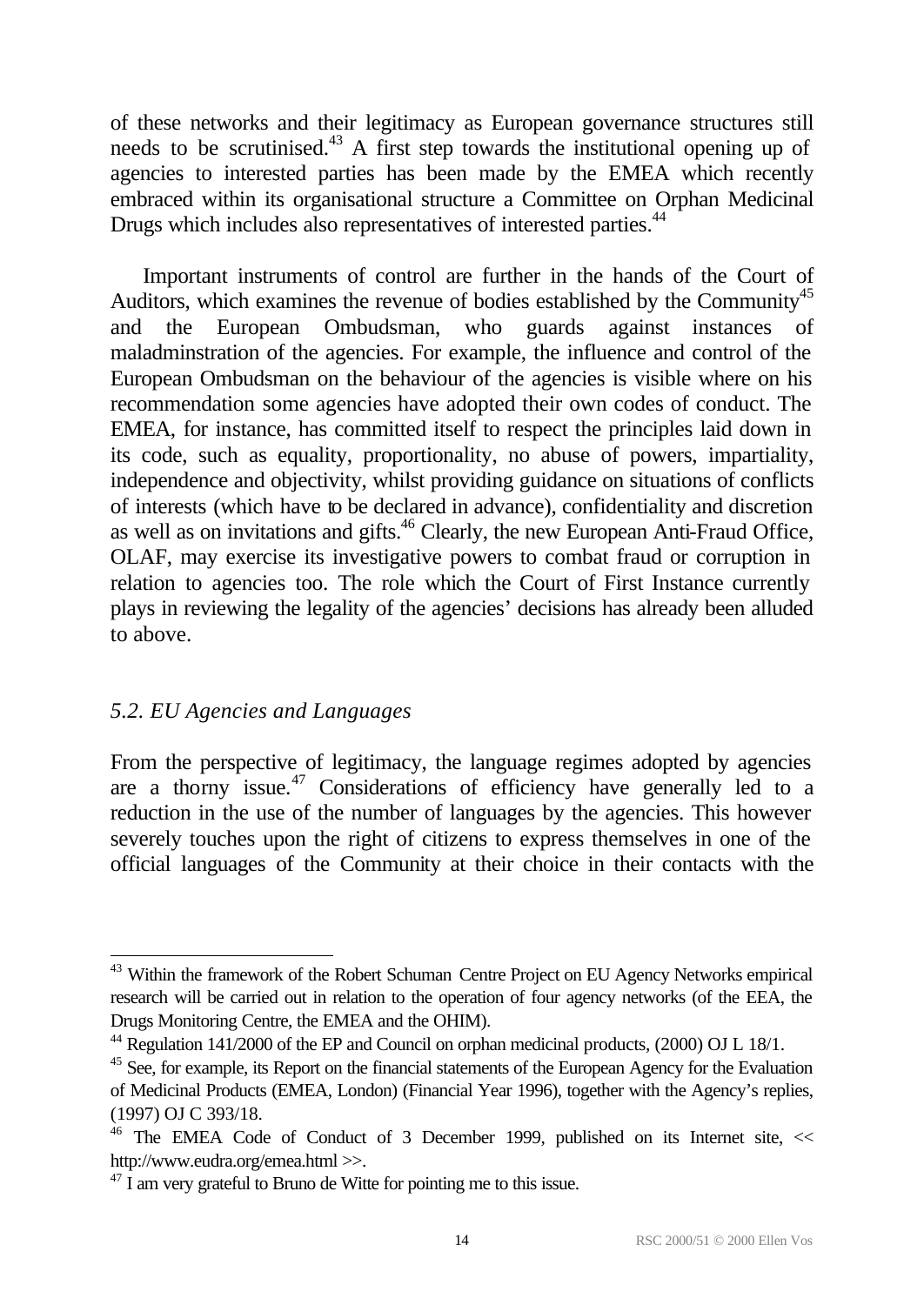of these networks and their legitimacy as European governance structures still needs to be scrutinised.[43] A first step towards the institutional opening up of agencies to interested parties has been made by the EMEA which recently embraced within its organisational structure a Committee on Orphan Medicinal Drugs which includes also representatives of interested parties.[44]

Important instruments of control are further in the hands of the Court of Auditors, which examines the revenue of bodies established by the Community[45] and the European Ombudsman, who guards against instances of maladminstration of the agencies. For example, the influence and control of the European Ombudsman on the behaviour of the agencies is visible where on his recommendation some agencies have adopted their own codes of conduct. The EMEA, for instance, has committed itself to respect the principles laid down in its code, such as equality, proportionality, no abuse of powers, impartiality, independence and objectivity, whilst providing guidance on situations of conflicts of interests (which have to be declared in advance), confidentiality and discretion as well as on invitations and gifts.[46] Clearly, the new European Anti-Fraud Office, OLAF, may exercise its investigative powers to combat fraud or corruption in relation to agencies too. The role which the Court of First Instance currently plays in reviewing the legality of the agencies' decisions has already been alluded to above.

### *5.2. EU Agencies and Languages*

From the perspective of legitimacy, the language regimes adopted by agencies are a thorny issue.[47] Considerations of efficiency have generally led to a reduction in the use of the number of languages by the agencies. This however severely touches upon the right of citizens to express themselves in one of the official languages of the Community at their choice in their contacts with the

---

[43] Within the framework of the Robert Schuman Centre Project on EU Agency Networks empirical research will be carried out in relation to the operation of four agency networks (of the EEA, the Drugs Monitoring Centre, the EMEA and the OHIM).

[44] Regulation 141/2000 of the EP and Council on orphan medicinal products, (2000) OJ L 18/1.

[45] See, for example, its Report on the financial statements of the European Agency for the Evaluation of Medicinal Products (EMEA, London) (Financial Year 1996), together with the Agency's replies, (1997) OJ C 393/18.

[46] The EMEA Code of Conduct of 3 December 1999, published on its Internet site, << http://www.eudra.org/emea.html >>.

[47] I am very grateful to Bruno de Witte for pointing me to this issue.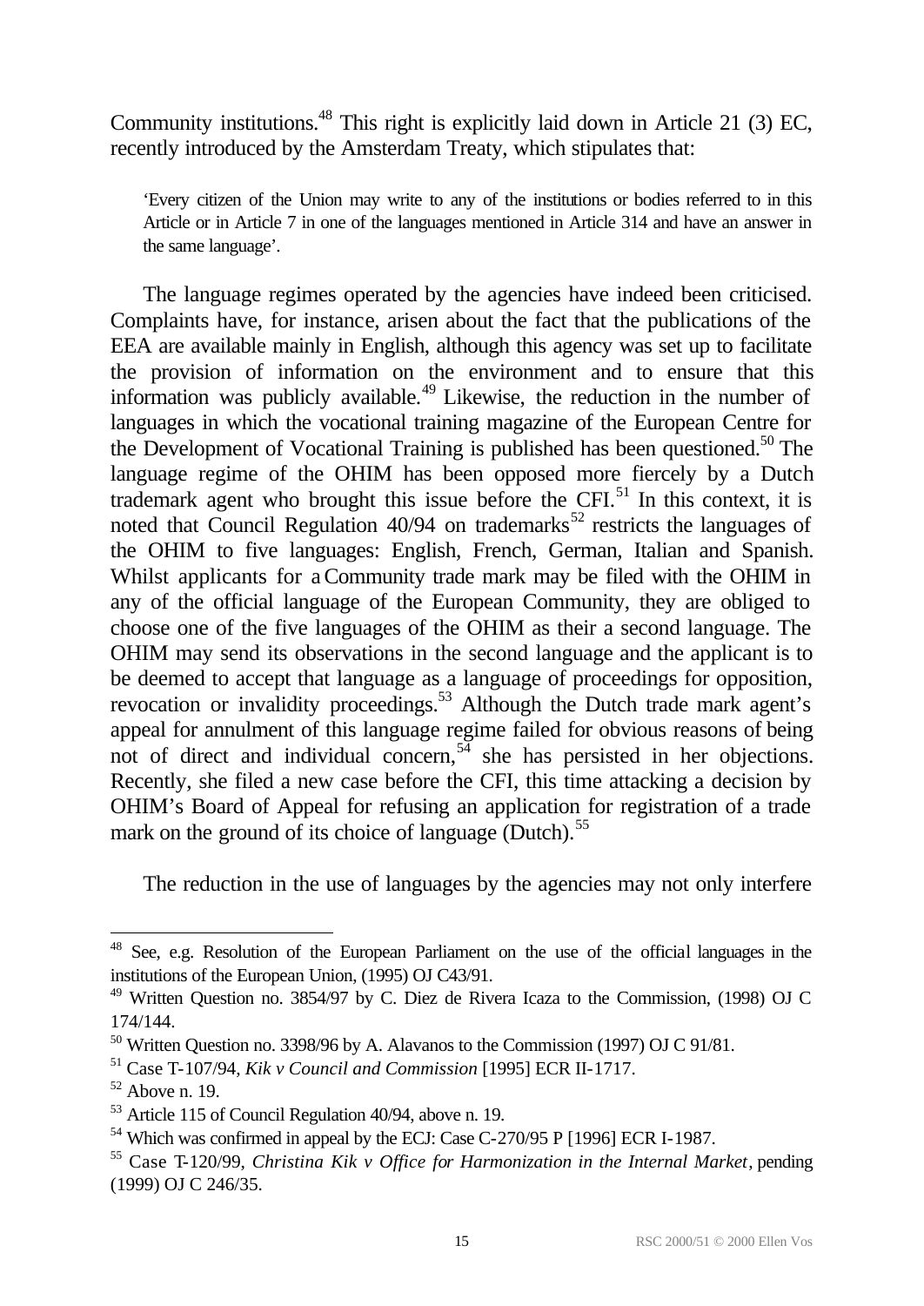Community institutions.[48] This right is explicitly laid down in Article 21 (3) EC, recently introduced by the Amsterdam Treaty, which stipulates that:

> 'Every citizen of the Union may write to any of the institutions or bodies referred to in this Article or in Article 7 in one of the languages mentioned in Article 314 and have an answer in the same language'.

The language regimes operated by the agencies have indeed been criticised. Complaints have, for instance, arisen about the fact that the publications of the EEA are available mainly in English, although this agency was set up to facilitate the provision of information on the environment and to ensure that this information was publicly available.[49] Likewise, the reduction in the number of languages in which the vocational training magazine of the European Centre for the Development of Vocational Training is published has been questioned.[50] The language regime of the OHIM has been opposed more fiercely by a Dutch trademark agent who brought this issue before the CFI.[51] In this context, it is noted that Council Regulation 40/94 on trademarks[52] restricts the languages of the OHIM to five languages: English, French, German, Italian and Spanish. Whilst applicants for a Community trade mark may be filed with the OHIM in any of the official language of the European Community, they are obliged to choose one of the five languages of the OHIM as their a second language. The OHIM may send its observations in the second language and the applicant is to be deemed to accept that language as a language of proceedings for opposition, revocation or invalidity proceedings.[53] Although the Dutch trade mark agent's appeal for annulment of this language regime failed for obvious reasons of being not of direct and individual concern,[54] she has persisted in her objections. Recently, she filed a new case before the CFI, this time attacking a decision by OHIM's Board of Appeal for refusing an application for registration of a trade mark on the ground of its choice of language (Dutch).[55]

The reduction in the use of languages by the agencies may not only interfere

---

[48] See, e.g. Resolution of the European Parliament on the use of the official languages in the institutions of the European Union, (1995) OJ C43/91.

[49] Written Question no. 3854/97 by C. Diez de Rivera Icaza to the Commission, (1998) OJ C 174/144.

[50] Written Question no. 3398/96 by A. Alavanos to the Commission (1997) OJ C 91/81.

[51] Case T-107/94, *Kik v Council and Commission* [1995] ECR II-1717.

[52] Above n. 19.

[53] Article 115 of Council Regulation 40/94, above n. 19.

[54] Which was confirmed in appeal by the ECJ: Case C-270/95 P [1996] ECR I-1987.

[55] Case T-120/99, *Christina Kik v Office for Harmonization in the Internal Market*, pending (1999) OJ C 246/35.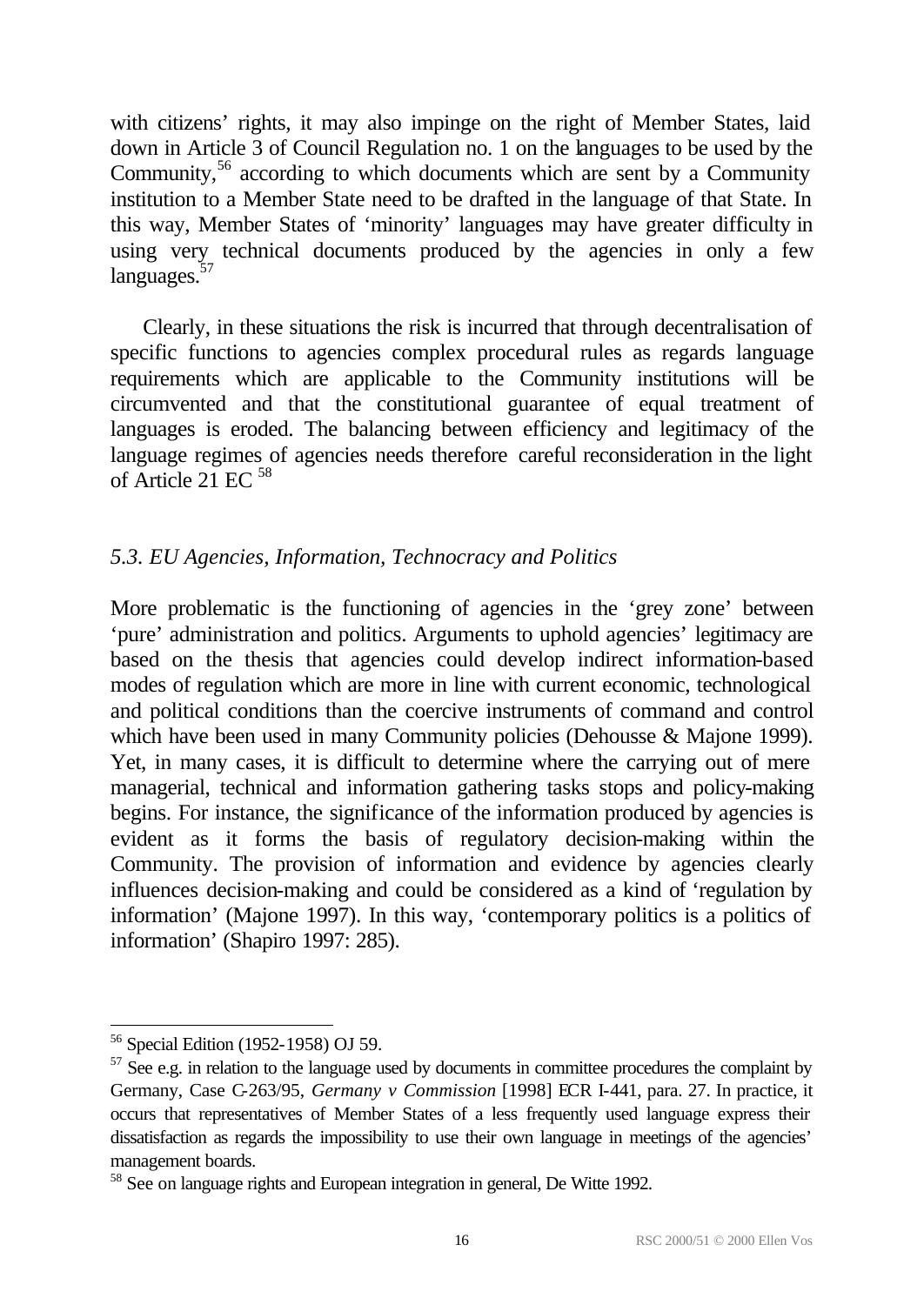with citizens' rights, it may also impinge on the right of Member States, laid down in Article 3 of Council Regulation no. 1 on the languages to be used by the Community,[56] according to which documents which are sent by a Community institution to a Member State need to be drafted in the language of that State. In this way, Member States of 'minority' languages may have greater difficulty in using very technical documents produced by the agencies in only a few languages.[57]

Clearly, in these situations the risk is incurred that through decentralisation of specific functions to agencies complex procedural rules as regards language requirements which are applicable to the Community institutions will be circumvented and that the constitutional guarantee of equal treatment of languages is eroded. The balancing between efficiency and legitimacy of the language regimes of agencies needs therefore careful reconsideration in the light of Article 21 EC [58]

### *5.3. EU Agencies, Information, Technocracy and Politics*

More problematic is the functioning of agencies in the 'grey zone' between 'pure' administration and politics. Arguments to uphold agencies' legitimacy are based on the thesis that agencies could develop indirect information-based modes of regulation which are more in line with current economic, technological and political conditions than the coercive instruments of command and control which have been used in many Community policies (Dehousse & Majone 1999). Yet, in many cases, it is difficult to determine where the carrying out of mere managerial, technical and information gathering tasks stops and policy-making begins. For instance, the significance of the information produced by agencies is evident as it forms the basis of regulatory decision-making within the Community. The provision of information and evidence by agencies clearly influences decision-making and could be considered as a kind of 'regulation by information' (Majone 1997). In this way, 'contemporary politics is a politics of information' (Shapiro 1997: 285).

---

[56] Special Edition (1952-1958) OJ 59.

[57] See e.g. in relation to the language used by documents in committee procedures the complaint by Germany, Case C-263/95, *Germany v Commission* [1998] ECR I-441, para. 27. In practice, it occurs that representatives of Member States of a less frequently used language express their dissatisfaction as regards the impossibility to use their own language in meetings of the agencies' management boards.

[58] See on language rights and European integration in general, De Witte 1992.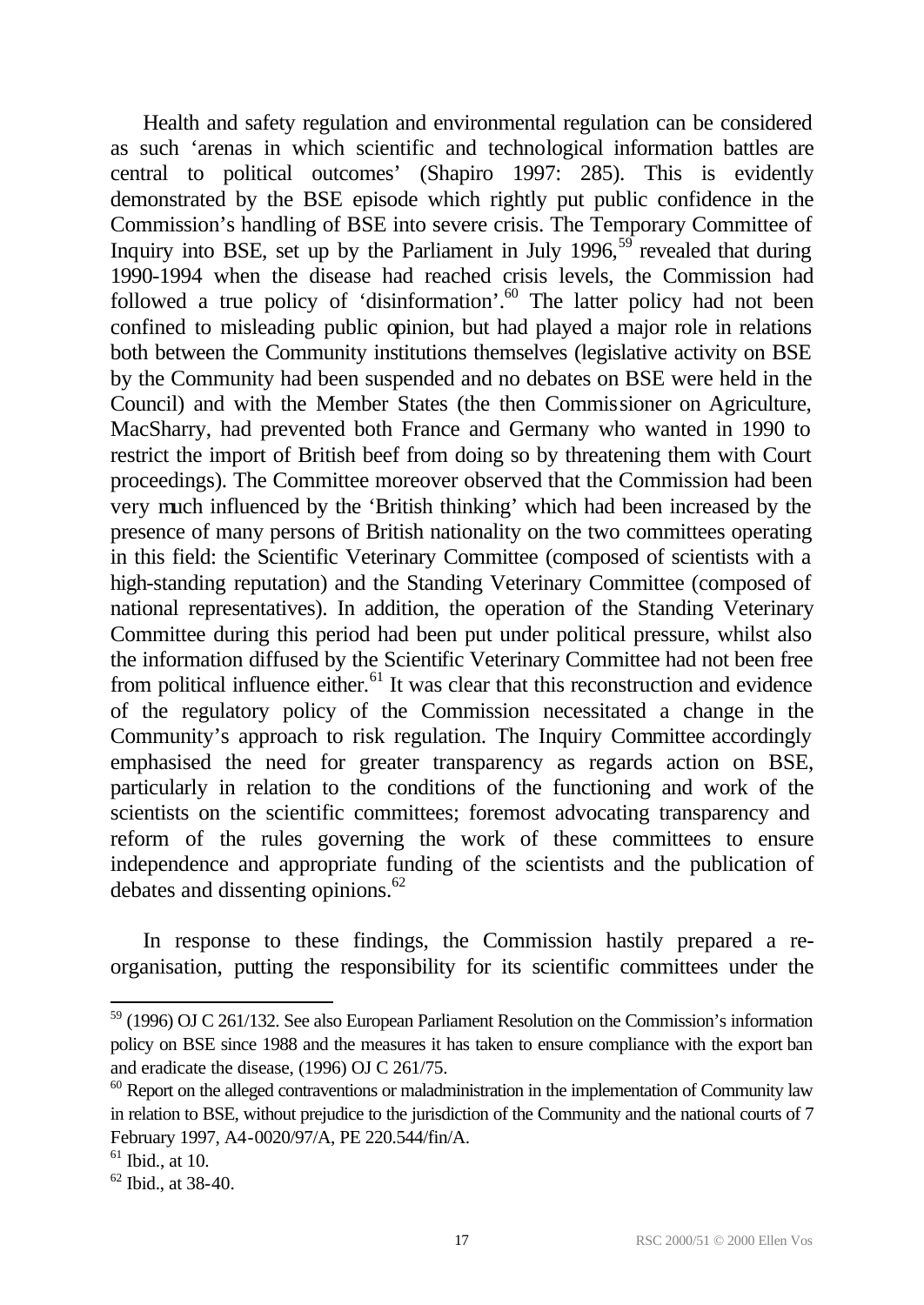Health and safety regulation and environmental regulation can be considered as such 'arenas in which scientific and technological information battles are central to political outcomes' (Shapiro 1997: 285). This is evidently demonstrated by the BSE episode which rightly put public confidence in the Commission's handling of BSE into severe crisis. The Temporary Committee of Inquiry into BSE, set up by the Parliament in July 1996,[59] revealed that during 1990-1994 when the disease had reached crisis levels, the Commission had followed a true policy of 'disinformation'.[60] The latter policy had not been confined to misleading public opinion, but had played a major role in relations both between the Community institutions themselves (legislative activity on BSE by the Community had been suspended and no debates on BSE were held in the Council) and with the Member States (the then Commissioner on Agriculture, MacSharry, had prevented both France and Germany who wanted in 1990 to restrict the import of British beef from doing so by threatening them with Court proceedings). The Committee moreover observed that the Commission had been very much influenced by the 'British thinking' which had been increased by the presence of many persons of British nationality on the two committees operating in this field: the Scientific Veterinary Committee (composed of scientists with a high-standing reputation) and the Standing Veterinary Committee (composed of national representatives). In addition, the operation of the Standing Veterinary Committee during this period had been put under political pressure, whilst also the information diffused by the Scientific Veterinary Committee had not been free from political influence either.[61] It was clear that this reconstruction and evidence of the regulatory policy of the Commission necessitated a change in the Community's approach to risk regulation. The Inquiry Committee accordingly emphasised the need for greater transparency as regards action on BSE, particularly in relation to the conditions of the functioning and work of the scientists on the scientific committees; foremost advocating transparency and reform of the rules governing the work of these committees to ensure independence and appropriate funding of the scientists and the publication of debates and dissenting opinions.[62]

In response to these findings, the Commission hastily prepared a re-organisation, putting the responsibility for its scientific committees under the

---

[59] (1996) OJ C 261/132. See also European Parliament Resolution on the Commission's information policy on BSE since 1988 and the measures it has taken to ensure compliance with the export ban and eradicate the disease, (1996) OJ C 261/75.

[60] Report on the alleged contraventions or maladministration in the implementation of Community law in relation to BSE, without prejudice to the jurisdiction of the Community and the national courts of 7 February 1997, A4-0020/97/A, PE 220.544/fin/A.

[61] Ibid., at 10.

[62] Ibid., at 38-40.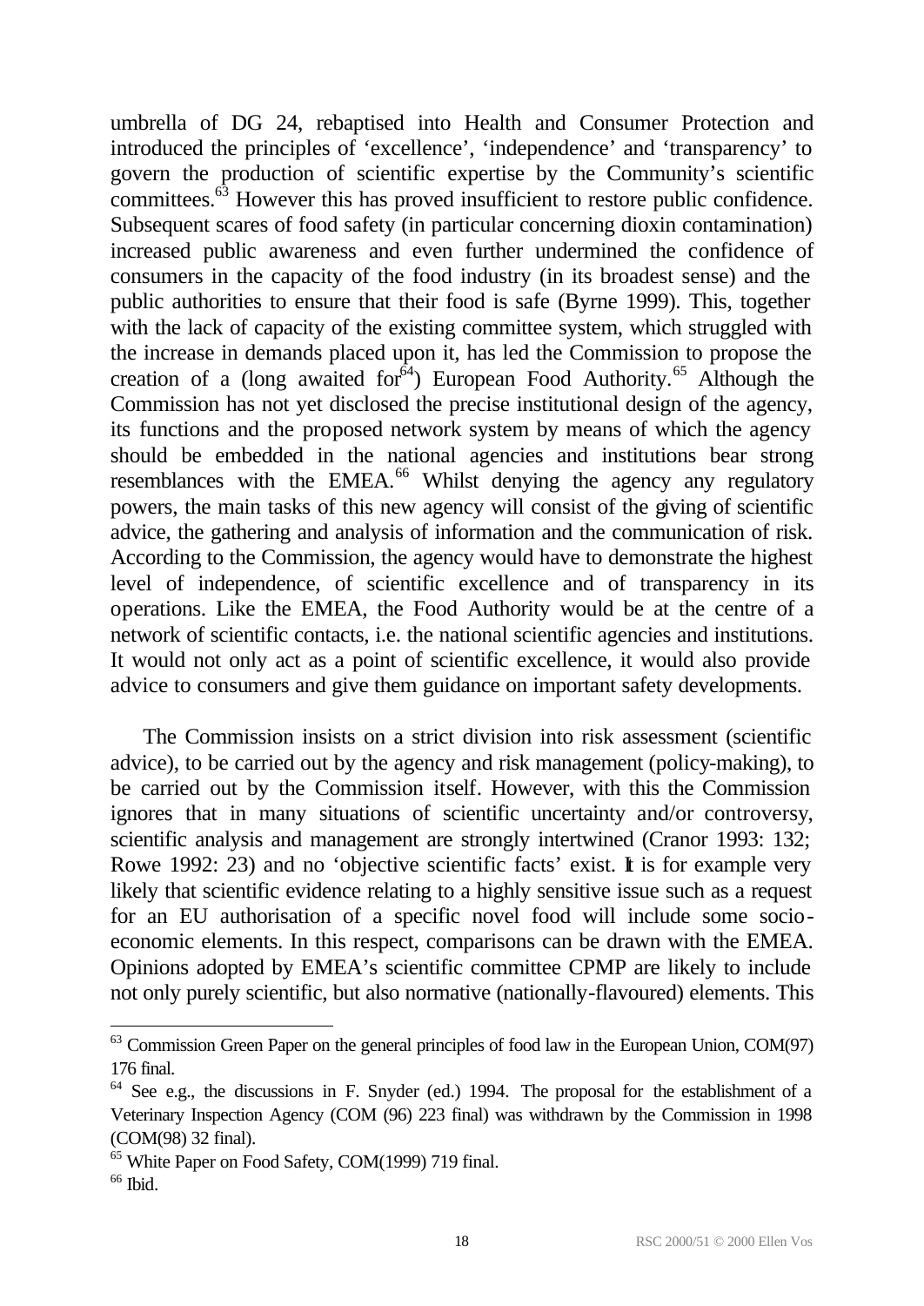umbrella of DG 24, rebaptised into Health and Consumer Protection and introduced the principles of 'excellence', 'independence' and 'transparency' to govern the production of scientific expertise by the Community's scientific committees.[63] However this has proved insufficient to restore public confidence. Subsequent scares of food safety (in particular concerning dioxin contamination) increased public awareness and even further undermined the confidence of consumers in the capacity of the food industry (in its broadest sense) and the public authorities to ensure that their food is safe (Byrne 1999). This, together with the lack of capacity of the existing committee system, which struggled with the increase in demands placed upon it, has led the Commission to propose the creation of a (long awaited for[64]) European Food Authority.[65] Although the Commission has not yet disclosed the precise institutional design of the agency, its functions and the proposed network system by means of which the agency should be embedded in the national agencies and institutions bear strong resemblances with the EMEA.[66] Whilst denying the agency any regulatory powers, the main tasks of this new agency will consist of the giving of scientific advice, the gathering and analysis of information and the communication of risk. According to the Commission, the agency would have to demonstrate the highest level of independence, of scientific excellence and of transparency in its operations. Like the EMEA, the Food Authority would be at the centre of a network of scientific contacts, i.e. the national scientific agencies and institutions. It would not only act as a point of scientific excellence, it would also provide advice to consumers and give them guidance on important safety developments.

The Commission insists on a strict division into risk assessment (scientific advice), to be carried out by the agency and risk management (policy-making), to be carried out by the Commission itself. However, with this the Commission ignores that in many situations of scientific uncertainty and/or controversy, scientific analysis and management are strongly intertwined (Cranor 1993: 132; Rowe 1992: 23) and no 'objective scientific facts' exist. It is for example very likely that scientific evidence relating to a highly sensitive issue such as a request for an EU authorisation of a specific novel food will include some socio-economic elements. In this respect, comparisons can be drawn with the EMEA. Opinions adopted by EMEA's scientific committee CPMP are likely to include not only purely scientific, but also normative (nationally-flavoured) elements. This

---

[63] Commission Green Paper on the general principles of food law in the European Union, COM(97) 176 final.

[64] See e.g., the discussions in F. Snyder (ed.) 1994. The proposal for the establishment of a Veterinary Inspection Agency (COM (96) 223 final) was withdrawn by the Commission in 1998 (COM(98) 32 final).

[65] White Paper on Food Safety, COM(1999) 719 final.

[66] Ibid.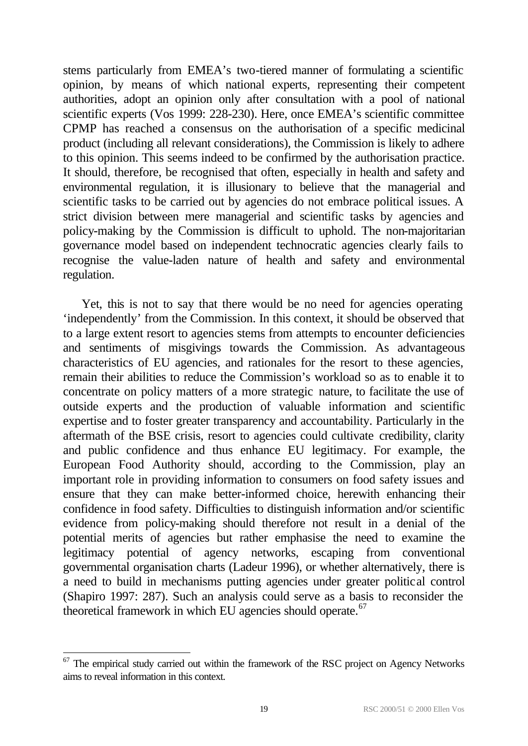stems particularly from EMEA's two-tiered manner of formulating a scientific opinion, by means of which national experts, representing their competent authorities, adopt an opinion only after consultation with a pool of national scientific experts (Vos 1999: 228-230). Here, once EMEA's scientific committee CPMP has reached a consensus on the authorisation of a specific medicinal product (including all relevant considerations), the Commission is likely to adhere to this opinion. This seems indeed to be confirmed by the authorisation practice. It should, therefore, be recognised that often, especially in health and safety and environmental regulation, it is illusionary to believe that the managerial and scientific tasks to be carried out by agencies do not embrace political issues. A strict division between mere managerial and scientific tasks by agencies and policy-making by the Commission is difficult to uphold. The non-majoritarian governance model based on independent technocratic agencies clearly fails to recognise the value-laden nature of health and safety and environmental regulation.

Yet, this is not to say that there would be no need for agencies operating 'independently' from the Commission. In this context, it should be observed that to a large extent resort to agencies stems from attempts to encounter deficiencies and sentiments of misgivings towards the Commission. As advantageous characteristics of EU agencies, and rationales for the resort to these agencies, remain their abilities to reduce the Commission's workload so as to enable it to concentrate on policy matters of a more strategic nature, to facilitate the use of outside experts and the production of valuable information and scientific expertise and to foster greater transparency and accountability. Particularly in the aftermath of the BSE crisis, resort to agencies could cultivate credibility, clarity and public confidence and thus enhance EU legitimacy. For example, the European Food Authority should, according to the Commission, play an important role in providing information to consumers on food safety issues and ensure that they can make better-informed choice, herewith enhancing their confidence in food safety. Difficulties to distinguish information and/or scientific evidence from policy-making should therefore not result in a denial of the potential merits of agencies but rather emphasise the need to examine the legitimacy potential of agency networks, escaping from conventional governmental organisation charts (Ladeur 1996), or whether alternatively, there is a need to build in mechanisms putting agencies under greater political control (Shapiro 1997: 287). Such an analysis could serve as a basis to reconsider the theoretical framework in which EU agencies should operate.[67]

[67] The empirical study carried out within the framework of the RSC project on Agency Networks aims to reveal information in this context.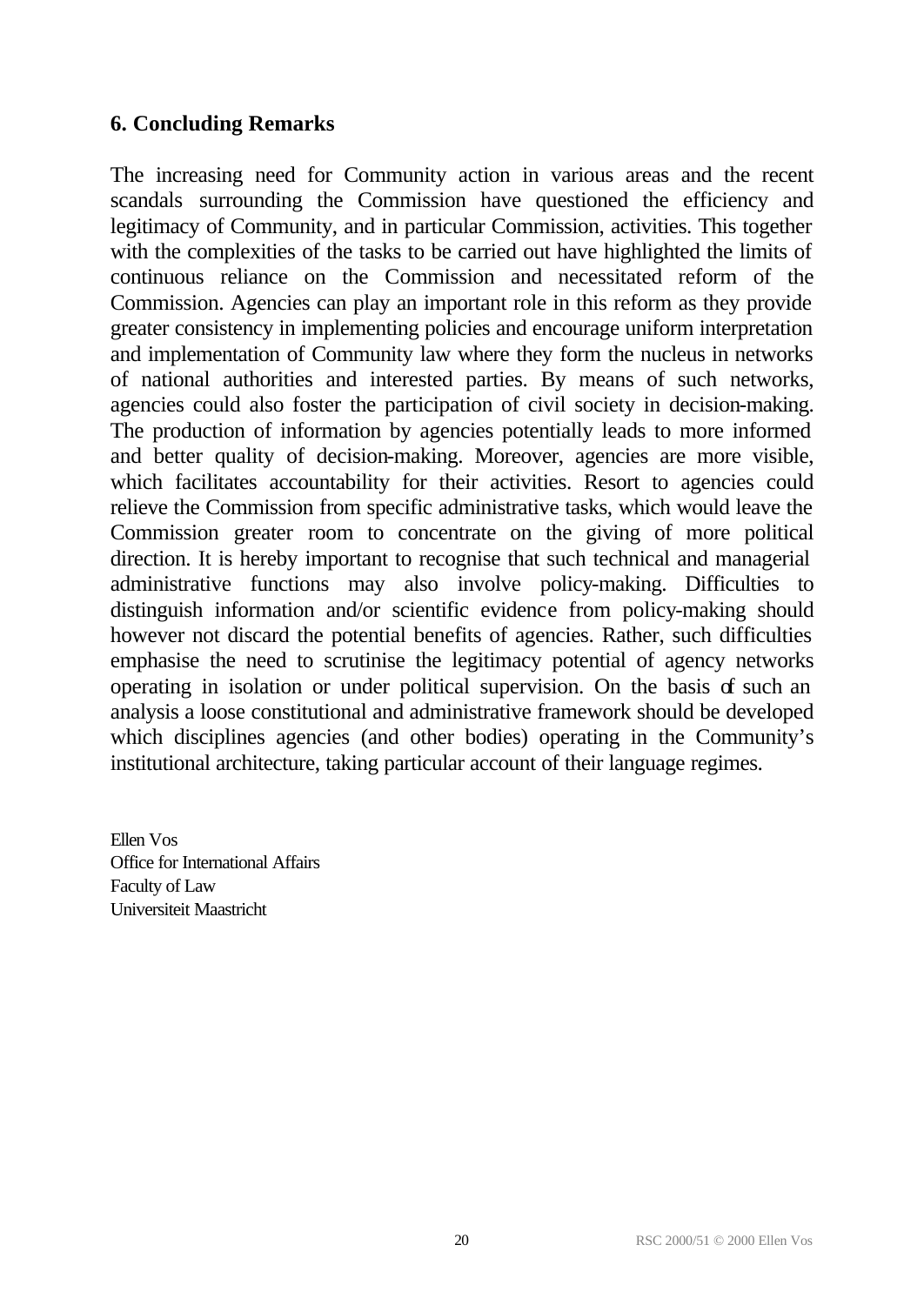## 6. Concluding Remarks

The increasing need for Community action in various areas and the recent scandals surrounding the Commission have questioned the efficiency and legitimacy of Community, and in particular Commission, activities. This together with the complexities of the tasks to be carried out have highlighted the limits of continuous reliance on the Commission and necessitated reform of the Commission. Agencies can play an important role in this reform as they provide greater consistency in implementing policies and encourage uniform interpretation and implementation of Community law where they form the nucleus in networks of national authorities and interested parties. By means of such networks, agencies could also foster the participation of civil society in decision-making. The production of information by agencies potentially leads to more informed and better quality of decision-making. Moreover, agencies are more visible, which facilitates accountability for their activities. Resort to agencies could relieve the Commission from specific administrative tasks, which would leave the Commission greater room to concentrate on the giving of more political direction. It is hereby important to recognise that such technical and managerial administrative functions may also involve policy-making. Difficulties to distinguish information and/or scientific evidence from policy-making should however not discard the potential benefits of agencies. Rather, such difficulties emphasise the need to scrutinise the legitimacy potential of agency networks operating in isolation or under political supervision. On the basis of such an analysis a loose constitutional and administrative framework should be developed which disciplines agencies (and other bodies) operating in the Community's institutional architecture, taking particular account of their language regimes.

Ellen Vos
Office for International Affairs
Faculty of Law
Universiteit Maastricht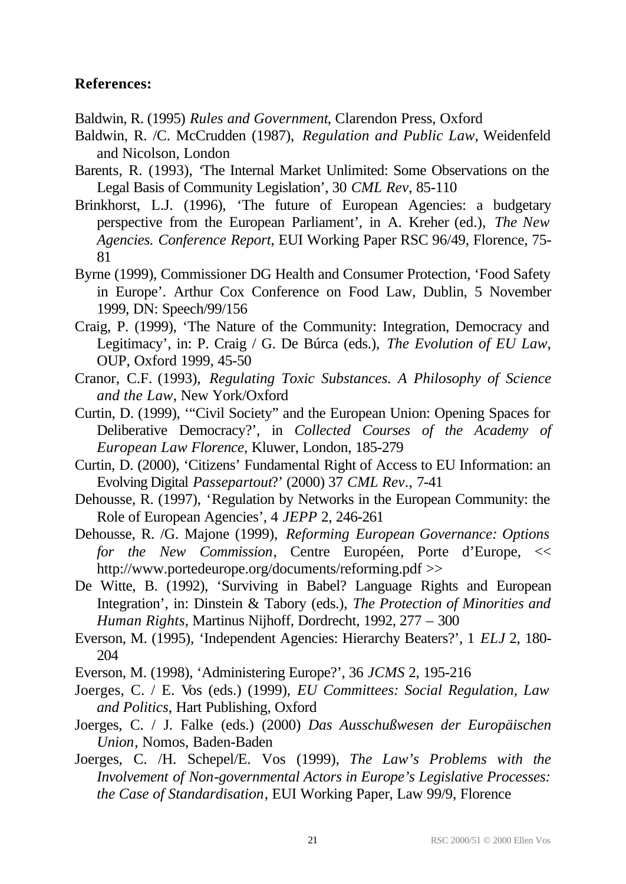**References:**

Baldwin, R. (1995) *Rules and Government*, Clarendon Press, Oxford

Baldwin, R. /C. McCrudden (1987), *Regulation and Public Law*, Weidenfeld and Nicolson, London

Barents, R. (1993), 'The Internal Market Unlimited: Some Observations on the Legal Basis of Community Legislation', 30 *CML Rev*, 85-110

Brinkhorst, L.J. (1996), 'The future of European Agencies: a budgetary perspective from the European Parliament', in A. Kreher (ed.), *The New Agencies. Conference Report*, EUI Working Paper RSC 96/49, Florence, 75-81

Byrne (1999), Commissioner DG Health and Consumer Protection, 'Food Safety in Europe'. Arthur Cox Conference on Food Law, Dublin, 5 November 1999, DN: Speech/99/156

Craig, P. (1999), 'The Nature of the Community: Integration, Democracy and Legitimacy', in: P. Craig / G. De Búrca (eds.), *The Evolution of EU Law*, OUP, Oxford 1999, 45-50

Cranor, C.F. (1993), *Regulating Toxic Substances. A Philosophy of Science and the Law*, New York/Oxford

Curtin, D. (1999), '"Civil Society" and the European Union: Opening Spaces for Deliberative Democracy?', in *Collected Courses of the Academy of European Law Florence*, Kluwer, London, 185-279

Curtin, D. (2000), 'Citizens' Fundamental Right of Access to EU Information: an Evolving Digital *Passepartout*?' (2000) 37 *CML Rev*., 7-41

Dehousse, R. (1997), 'Regulation by Networks in the European Community: the Role of European Agencies', 4 *JEPP* 2, 246-261

Dehousse, R. /G. Majone (1999), *Reforming European Governance: Options for the New Commission*, Centre Européen, Porte d'Europe, << http://www.portedeurope.org/documents/reforming.pdf >>

De Witte, B. (1992), 'Surviving in Babel? Language Rights and European Integration', in: Dinstein & Tabory (eds.), *The Protection of Minorities and Human Rights*, Martinus Nijhoff, Dordrecht, 1992, 277 – 300

Everson, M. (1995), 'Independent Agencies: Hierarchy Beaters?', 1 *ELJ* 2, 180-204

Everson, M. (1998), 'Administering Europe?', 36 *JCMS* 2, 195-216

Joerges, C. / E. Vos (eds.) (1999), *EU Committees: Social Regulation, Law and Politics*, Hart Publishing, Oxford

Joerges, C. / J. Falke (eds.) (2000) *Das Ausschußwesen der Europäischen Union*, Nomos, Baden-Baden

Joerges, C. /H. Schepel/E. Vos (1999), *The Law's Problems with the Involvement of Non-governmental Actors in Europe's Legislative Processes: the Case of Standardisation*, EUI Working Paper, Law 99/9, Florence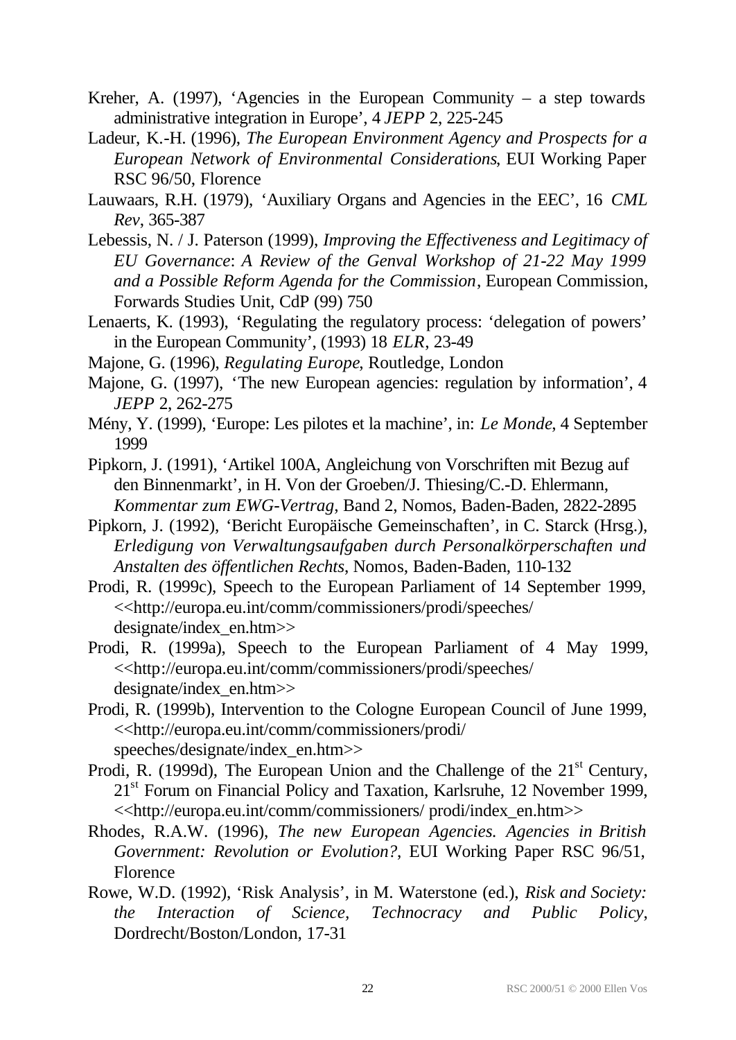Kreher, A. (1997), 'Agencies in the European Community – a step towards administrative integration in Europe', 4 *JEPP* 2, 225-245

Ladeur, K.-H. (1996), *The European Environment Agency and Prospects for a European Network of Environmental Considerations*, EUI Working Paper RSC 96/50, Florence

Lauwaars, R.H. (1979), 'Auxiliary Organs and Agencies in the EEC', 16 *CML Rev*, 365-387

Lebessis, N. / J. Paterson (1999), *Improving the Effectiveness and Legitimacy of EU Governance*: *A Review of the Genval Workshop of 21-22 May 1999 and a Possible Reform Agenda for the Commission*, European Commission, Forwards Studies Unit, CdP (99) 750

Lenaerts, K. (1993), 'Regulating the regulatory process: 'delegation of powers' in the European Community', (1993) 18 *ELR*, 23-49

Majone, G. (1996), *Regulating Europe*, Routledge, London

Majone, G. (1997), 'The new European agencies: regulation by information', 4 *JEPP* 2, 262-275

Mény, Y. (1999), 'Europe: Les pilotes et la machine', in: *Le Monde*, 4 September 1999

Pipkorn, J. (1991), 'Artikel 100A, Angleichung von Vorschriften mit Bezug auf den Binnenmarkt', in H. Von der Groeben/J. Thiesing/C.-D. Ehlermann, *Kommentar zum EWG-Vertrag*, Band 2, Nomos, Baden-Baden, 2822-2895

Pipkorn, J. (1992), 'Bericht Europäische Gemeinschaften', in C. Starck (Hrsg.), *Erledigung von Verwaltungsaufgaben durch Personalkörperschaften und Anstalten des öffentlichen Rechts*, Nomos, Baden-Baden, 110-132

Prodi, R. (1999c), Speech to the European Parliament of 14 September 1999, <<http://europa.eu.int/comm/commissioners/prodi/speeches/designate/index_en.htm>>

Prodi, R. (1999a), Speech to the European Parliament of 4 May 1999, <<http://europa.eu.int/comm/commissioners/prodi/speeches/designate/index_en.htm>>

Prodi, R. (1999b), Intervention to the Cologne European Council of June 1999, <<http://europa.eu.int/comm/commissioners/prodi/speeches/designate/index_en.htm>>

Prodi, R. (1999d), The European Union and the Challenge of the 21st Century, 21st Forum on Financial Policy and Taxation, Karlsruhe, 12 November 1999, <<http://europa.eu.int/comm/commissioners/ prodi/index_en.htm>>

Rhodes, R.A.W. (1996), *The new European Agencies. Agencies in British Government: Revolution or Evolution?*, EUI Working Paper RSC 96/51, Florence

Rowe, W.D. (1992), 'Risk Analysis', in M. Waterstone (ed.), *Risk and Society: the Interaction of Science, Technocracy and Public Policy*, Dordrecht/Boston/London, 17-31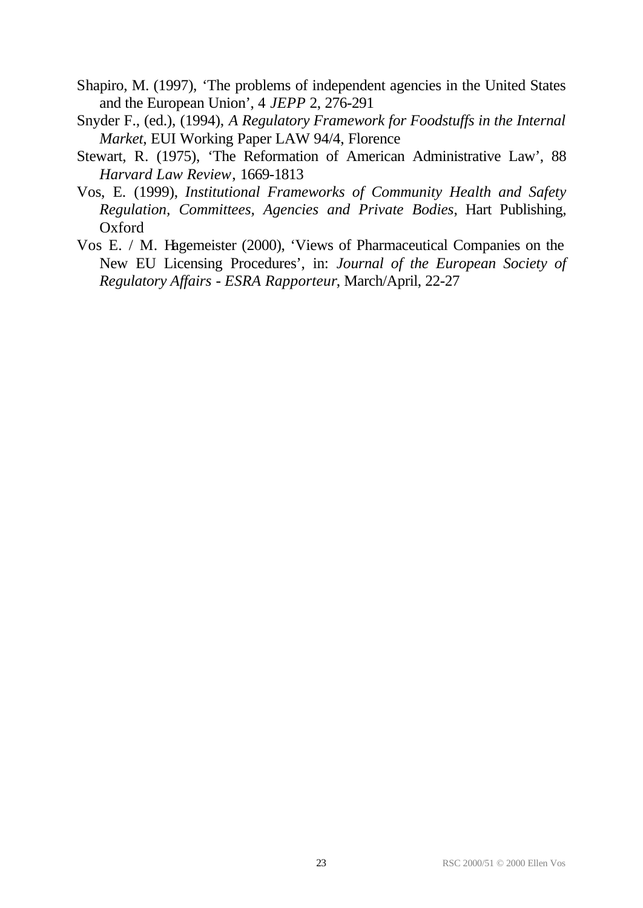Shapiro, M. (1997), 'The problems of independent agencies in the United States and the European Union', 4 *JEPP* 2, 276-291

Snyder F., (ed.), (1994), *A Regulatory Framework for Foodstuffs in the Internal Market*, EUI Working Paper LAW 94/4, Florence

Stewart, R. (1975), 'The Reformation of American Administrative Law', 88 *Harvard Law Review*, 1669-1813

Vos, E. (1999), *Institutional Frameworks of Community Health and Safety Regulation, Committees, Agencies and Private Bodies*, Hart Publishing, Oxford

Vos E. / M. Hagemeister (2000), 'Views of Pharmaceutical Companies on the New EU Licensing Procedures', in: *Journal of the European Society of Regulatory Affairs - ESRA Rapporteur*, March/April, 22-27